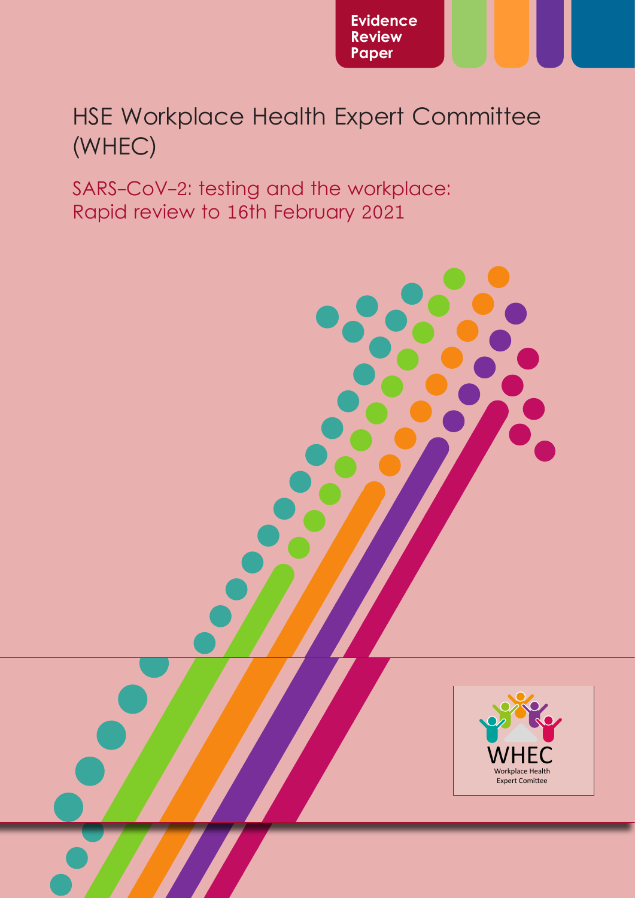Evidence Review Paper

# HSE Workplace Health Expert Committee (WHEC)

## SARS–CoV–2: testing and the workplace: Rapid review to 16th February 2021

WHEC
Workplace Health
Expert Comittee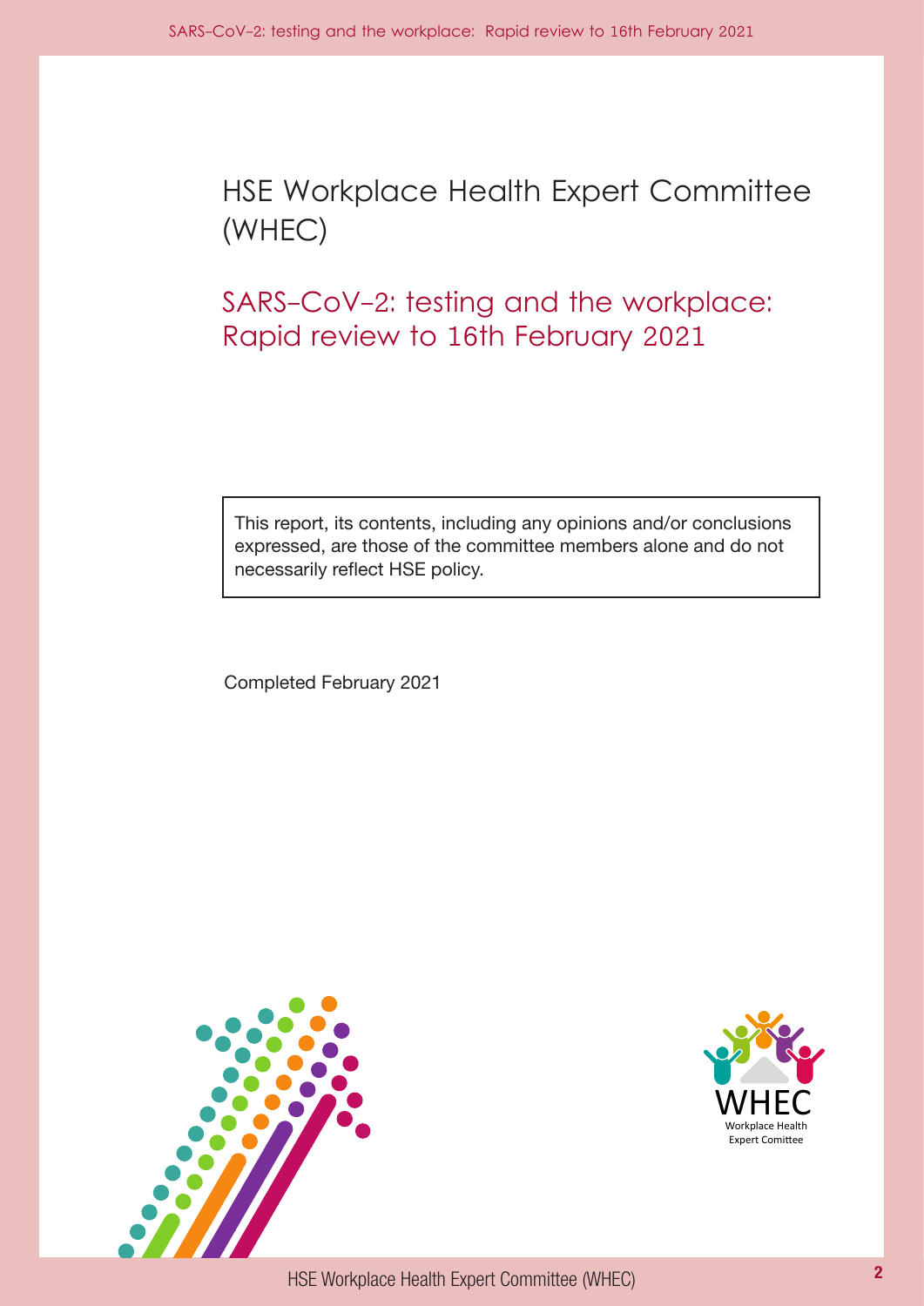# HSE Workplace Health Expert Committee (WHEC)

## SARS–CoV–2: testing and the workplace: Rapid review to 16th February 2021

This report, its contents, including any opinions and/or conclusions expressed, are those of the committee members alone and do not necessarily reflect HSE policy.

Completed February 2021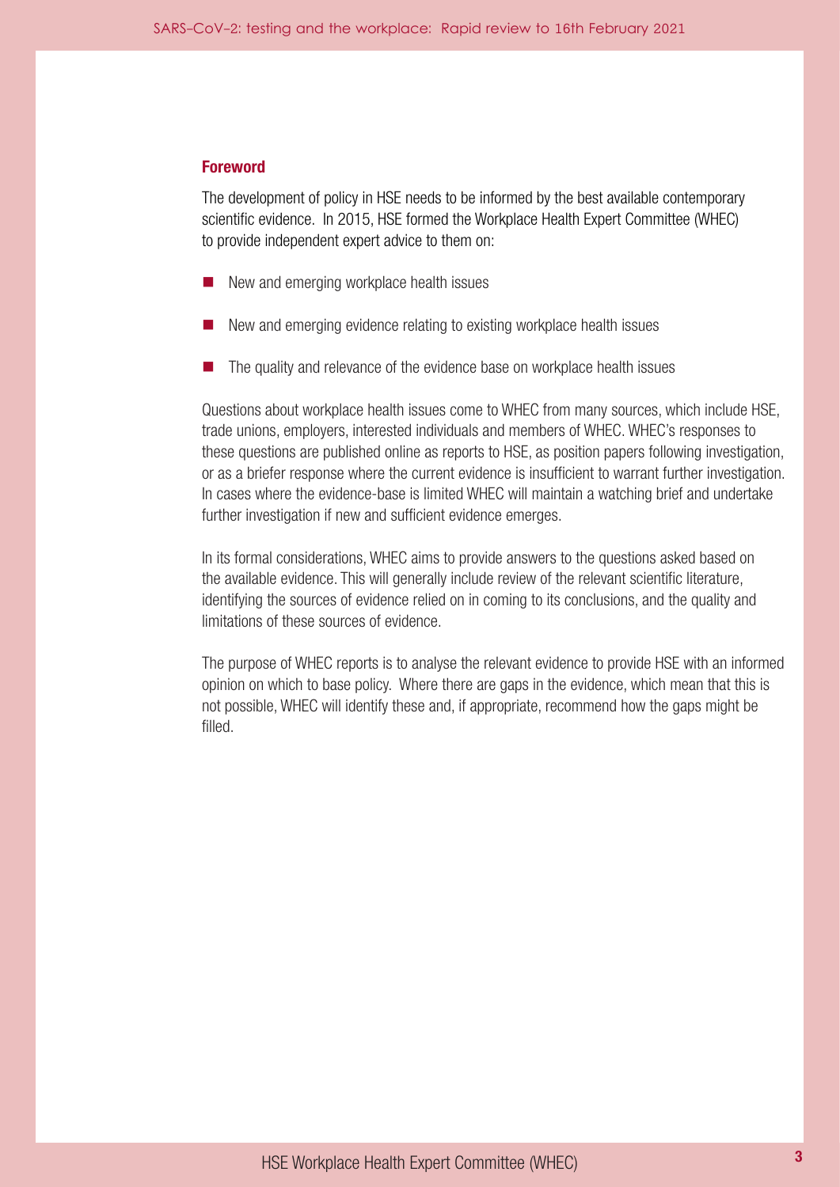## Foreword

The development of policy in HSE needs to be informed by the best available contemporary scientific evidence. In 2015, HSE formed the Workplace Health Expert Committee (WHEC) to provide independent expert advice to them on:

- New and emerging workplace health issues
- New and emerging evidence relating to existing workplace health issues
- The quality and relevance of the evidence base on workplace health issues

Questions about workplace health issues come to WHEC from many sources, which include HSE, trade unions, employers, interested individuals and members of WHEC. WHEC's responses to these questions are published online as reports to HSE, as position papers following investigation, or as a briefer response where the current evidence is insufficient to warrant further investigation. In cases where the evidence-base is limited WHEC will maintain a watching brief and undertake further investigation if new and sufficient evidence emerges.

In its formal considerations, WHEC aims to provide answers to the questions asked based on the available evidence. This will generally include review of the relevant scientific literature, identifying the sources of evidence relied on in coming to its conclusions, and the quality and limitations of these sources of evidence.

The purpose of WHEC reports is to analyse the relevant evidence to provide HSE with an informed opinion on which to base policy. Where there are gaps in the evidence, which mean that this is not possible, WHEC will identify these and, if appropriate, recommend how the gaps might be filled.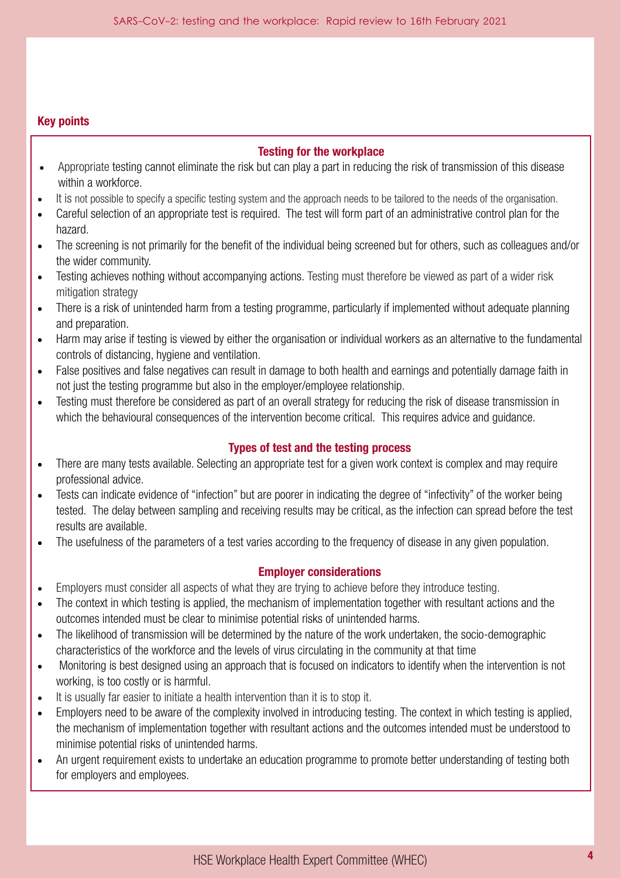## Key points

### Testing for the workplace

- Appropriate testing cannot eliminate the risk but can play a part in reducing the risk of transmission of this disease within a workforce.
- It is not possible to specify a specific testing system and the approach needs to be tailored to the needs of the organisation.
- Careful selection of an appropriate test is required. The test will form part of an administrative control plan for the hazard.
- The screening is not primarily for the benefit of the individual being screened but for others, such as colleagues and/or the wider community.
- Testing achieves nothing without accompanying actions. Testing must therefore be viewed as part of a wider risk mitigation strategy
- There is a risk of unintended harm from a testing programme, particularly if implemented without adequate planning and preparation.
- Harm may arise if testing is viewed by either the organisation or individual workers as an alternative to the fundamental controls of distancing, hygiene and ventilation.
- False positives and false negatives can result in damage to both health and earnings and potentially damage faith in not just the testing programme but also in the employer/employee relationship.
- Testing must therefore be considered as part of an overall strategy for reducing the risk of disease transmission in which the behavioural consequences of the intervention become critical. This requires advice and guidance.

### Types of test and the testing process

- There are many tests available. Selecting an appropriate test for a given work context is complex and may require professional advice.
- Tests can indicate evidence of "infection" but are poorer in indicating the degree of "infectivity" of the worker being tested. The delay between sampling and receiving results may be critical, as the infection can spread before the test results are available.
- The usefulness of the parameters of a test varies according to the frequency of disease in any given population.

### Employer considerations

- Employers must consider all aspects of what they are trying to achieve before they introduce testing.
- The context in which testing is applied, the mechanism of implementation together with resultant actions and the outcomes intended must be clear to minimise potential risks of unintended harms.
- The likelihood of transmission will be determined by the nature of the work undertaken, the socio-demographic characteristics of the workforce and the levels of virus circulating in the community at that time
- Monitoring is best designed using an approach that is focused on indicators to identify when the intervention is not working, is too costly or is harmful.
- It is usually far easier to initiate a health intervention than it is to stop it.
- Employers need to be aware of the complexity involved in introducing testing. The context in which testing is applied, the mechanism of implementation together with resultant actions and the outcomes intended must be understood to minimise potential risks of unintended harms.
- An urgent requirement exists to undertake an education programme to promote better understanding of testing both for employers and employees.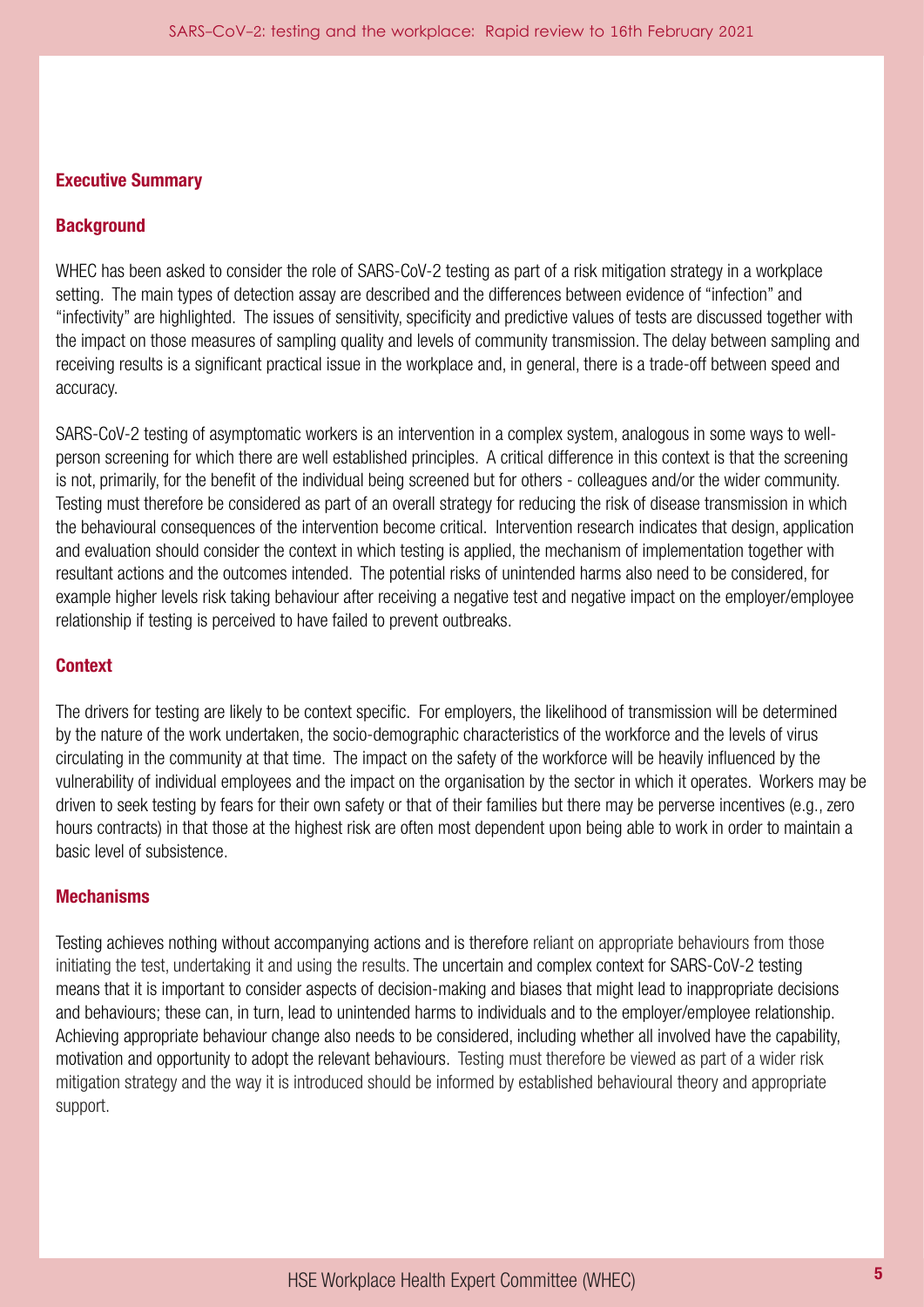## Executive Summary

### Background

WHEC has been asked to consider the role of SARS-CoV-2 testing as part of a risk mitigation strategy in a workplace setting. The main types of detection assay are described and the differences between evidence of "infection" and "infectivity" are highlighted. The issues of sensitivity, specificity and predictive values of tests are discussed together with the impact on those measures of sampling quality and levels of community transmission. The delay between sampling and receiving results is a significant practical issue in the workplace and, in general, there is a trade-off between speed and accuracy.

SARS-CoV-2 testing of asymptomatic workers is an intervention in a complex system, analogous in some ways to well-person screening for which there are well established principles. A critical difference in this context is that the screening is not, primarily, for the benefit of the individual being screened but for others - colleagues and/or the wider community. Testing must therefore be considered as part of an overall strategy for reducing the risk of disease transmission in which the behavioural consequences of the intervention become critical. Intervention research indicates that design, application and evaluation should consider the context in which testing is applied, the mechanism of implementation together with resultant actions and the outcomes intended. The potential risks of unintended harms also need to be considered, for example higher levels risk taking behaviour after receiving a negative test and negative impact on the employer/employee relationship if testing is perceived to have failed to prevent outbreaks.

### Context

The drivers for testing are likely to be context specific. For employers, the likelihood of transmission will be determined by the nature of the work undertaken, the socio-demographic characteristics of the workforce and the levels of virus circulating in the community at that time. The impact on the safety of the workforce will be heavily influenced by the vulnerability of individual employees and the impact on the organisation by the sector in which it operates. Workers may be driven to seek testing by fears for their own safety or that of their families but there may be perverse incentives (e.g., zero hours contracts) in that those at the highest risk are often most dependent upon being able to work in order to maintain a basic level of subsistence.

### Mechanisms

Testing achieves nothing without accompanying actions and is therefore reliant on appropriate behaviours from those initiating the test, undertaking it and using the results. The uncertain and complex context for SARS-CoV-2 testing means that it is important to consider aspects of decision-making and biases that might lead to inappropriate decisions and behaviours; these can, in turn, lead to unintended harms to individuals and to the employer/employee relationship. Achieving appropriate behaviour change also needs to be considered, including whether all involved have the capability, motivation and opportunity to adopt the relevant behaviours. Testing must therefore be viewed as part of a wider risk mitigation strategy and the way it is introduced should be informed by established behavioural theory and appropriate support.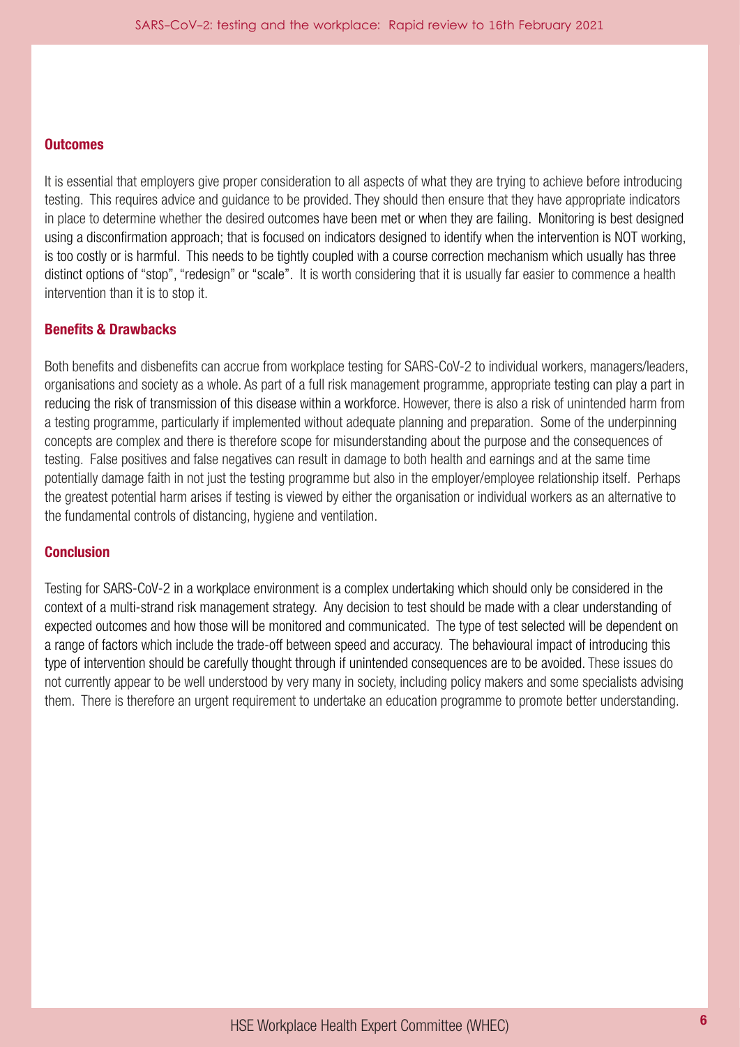### Outcomes

It is essential that employers give proper consideration to all aspects of what they are trying to achieve before introducing testing. This requires advice and guidance to be provided. They should then ensure that they have appropriate indicators in place to determine whether the desired outcomes have been met or when they are failing. Monitoring is best designed using a disconfirmation approach; that is focused on indicators designed to identify when the intervention is NOT working, is too costly or is harmful. This needs to be tightly coupled with a course correction mechanism which usually has three distinct options of "stop", "redesign" or "scale". It is worth considering that it is usually far easier to commence a health intervention than it is to stop it.

### Benefits & Drawbacks

Both benefits and disbenefits can accrue from workplace testing for SARS-CoV-2 to individual workers, managers/leaders, organisations and society as a whole. As part of a full risk management programme, appropriate testing can play a part in reducing the risk of transmission of this disease within a workforce. However, there is also a risk of unintended harm from a testing programme, particularly if implemented without adequate planning and preparation. Some of the underpinning concepts are complex and there is therefore scope for misunderstanding about the purpose and the consequences of testing. False positives and false negatives can result in damage to both health and earnings and at the same time potentially damage faith in not just the testing programme but also in the employer/employee relationship itself. Perhaps the greatest potential harm arises if testing is viewed by either the organisation or individual workers as an alternative to the fundamental controls of distancing, hygiene and ventilation.

### Conclusion

Testing for SARS-CoV-2 in a workplace environment is a complex undertaking which should only be considered in the context of a multi-strand risk management strategy. Any decision to test should be made with a clear understanding of expected outcomes and how those will be monitored and communicated. The type of test selected will be dependent on a range of factors which include the trade-off between speed and accuracy. The behavioural impact of introducing this type of intervention should be carefully thought through if unintended consequences are to be avoided. These issues do not currently appear to be well understood by very many in society, including policy makers and some specialists advising them. There is therefore an urgent requirement to undertake an education programme to promote better understanding.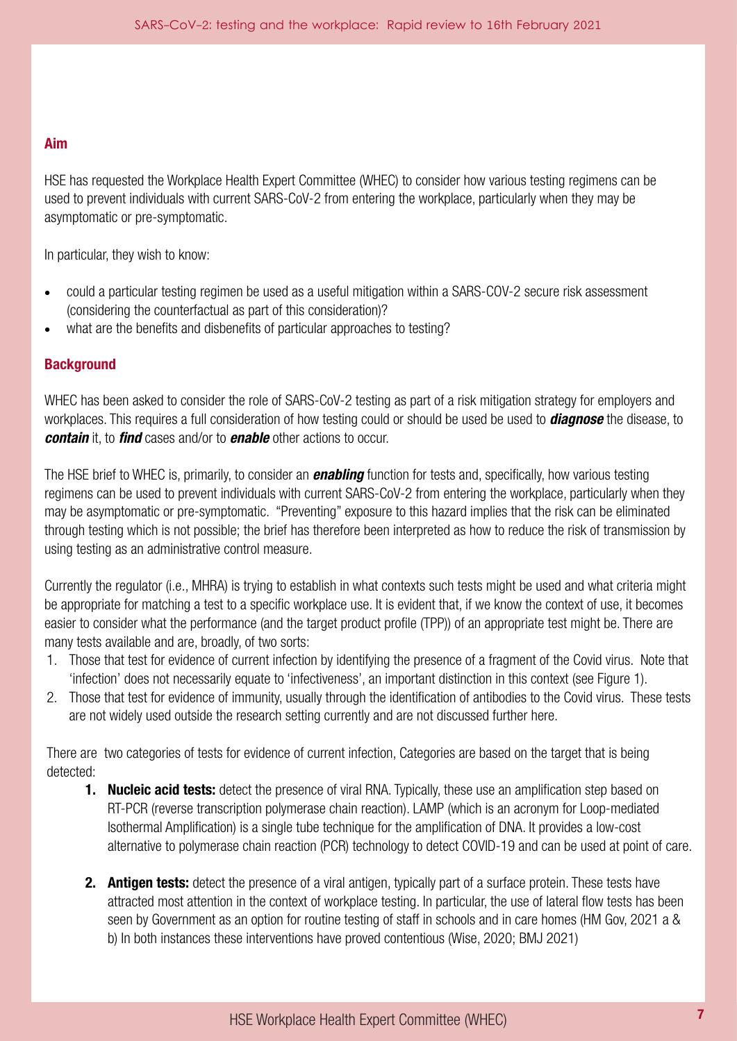## Aim

HSE has requested the Workplace Health Expert Committee (WHEC) to consider how various testing regimens can be used to prevent individuals with current SARS-CoV-2 from entering the workplace, particularly when they may be asymptomatic or pre-symptomatic.

In particular, they wish to know:

- could a particular testing regimen be used as a useful mitigation within a SARS-COV-2 secure risk assessment (considering the counterfactual as part of this consideration)?
- what are the benefits and disbenefits of particular approaches to testing?

## Background

WHEC has been asked to consider the role of SARS-CoV-2 testing as part of a risk mitigation strategy for employers and workplaces. This requires a full consideration of how testing could or should be used be used to ***diagnose*** the disease, to ***contain*** it, to ***find*** cases and/or to ***enable*** other actions to occur.

The HSE brief to WHEC is, primarily, to consider an ***enabling*** function for tests and, specifically, how various testing regimens can be used to prevent individuals with current SARS-CoV-2 from entering the workplace, particularly when they may be asymptomatic or pre-symptomatic. "Preventing" exposure to this hazard implies that the risk can be eliminated through testing which is not possible; the brief has therefore been interpreted as how to reduce the risk of transmission by using testing as an administrative control measure.

Currently the regulator (i.e., MHRA) is trying to establish in what contexts such tests might be used and what criteria might be appropriate for matching a test to a specific workplace use. It is evident that, if we know the context of use, it becomes easier to consider what the performance (and the target product profile (TPP)) of an appropriate test might be. There are many tests available and are, broadly, of two sorts:

1. Those that test for evidence of current infection by identifying the presence of a fragment of the Covid virus. Note that 'infection' does not necessarily equate to 'infectiveness', an important distinction in this context (see Figure 1).
2. Those that test for evidence of immunity, usually through the identification of antibodies to the Covid virus. These tests are not widely used outside the research setting currently and are not discussed further here.

There are two categories of tests for evidence of current infection, Categories are based on the target that is being detected:

1. **Nucleic acid tests:** detect the presence of viral RNA. Typically, these use an amplification step based on RT-PCR (reverse transcription polymerase chain reaction). LAMP (which is an acronym for Loop-mediated Isothermal Amplification) is a single tube technique for the amplification of DNA. It provides a low-cost alternative to polymerase chain reaction (PCR) technology to detect COVID-19 and can be used at point of care.

2. **Antigen tests:** detect the presence of a viral antigen, typically part of a surface protein. These tests have attracted most attention in the context of workplace testing. In particular, the use of lateral flow tests has been seen by Government as an option for routine testing of staff in schools and in care homes (HM Gov, 2021 a & b) In both instances these interventions have proved contentious (Wise, 2020; BMJ 2021)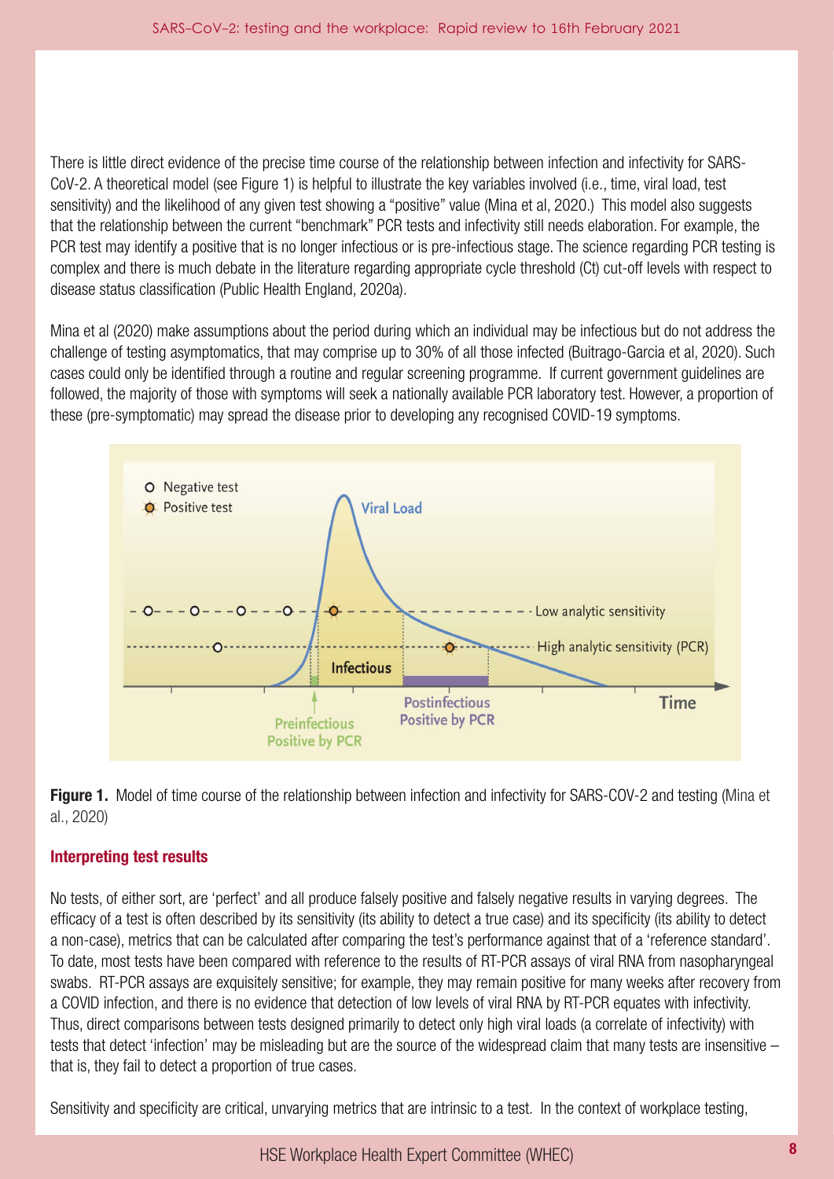There is little direct evidence of the precise time course of the relationship between infection and infectivity for SARS-CoV-2. A theoretical model (see Figure 1) is helpful to illustrate the key variables involved (i.e., time, viral load, test sensitivity) and the likelihood of any given test showing a "positive" value (Mina et al, 2020.) This model also suggests that the relationship between the current "benchmark" PCR tests and infectivity still needs elaboration. For example, the PCR test may identify a positive that is no longer infectious or is pre-infectious stage. The science regarding PCR testing is complex and there is much debate in the literature regarding appropriate cycle threshold (Ct) cut-off levels with respect to disease status classification (Public Health England, 2020a).

Mina et al (2020) make assumptions about the period during which an individual may be infectious but do not address the challenge of testing asymptomatics, that may comprise up to 30% of all those infected (Buitrago-Garcia et al, 2020). Such cases could only be identified through a routine and regular screening programme. If current government guidelines are followed, the majority of those with symptoms will seek a nationally available PCR laboratory test. However, a proportion of these (pre-symptomatic) may spread the disease prior to developing any recognised COVID-19 symptoms.

Negative test
Positive test
Viral Load
Low analytic sensitivity
High analytic sensitivity (PCR)
Infectious
Postinfectious Positive by PCR
Time
Preinfectious Positive by PCR

**Figure 1.** Model of time course of the relationship between infection and infectivity for SARS-COV-2 and testing (Mina et al., 2020)

### Interpreting test results

No tests, of either sort, are 'perfect' and all produce falsely positive and falsely negative results in varying degrees. The efficacy of a test is often described by its sensitivity (its ability to detect a true case) and its specificity (its ability to detect a non-case), metrics that can be calculated after comparing the test's performance against that of a 'reference standard'. To date, most tests have been compared with reference to the results of RT-PCR assays of viral RNA from nasopharyngeal swabs. RT-PCR assays are exquisitely sensitive; for example, they may remain positive for many weeks after recovery from a COVID infection, and there is no evidence that detection of low levels of viral RNA by RT-PCR equates with infectivity. Thus, direct comparisons between tests designed primarily to detect only high viral loads (a correlate of infectivity) with tests that detect 'infection' may be misleading but are the source of the widespread claim that many tests are insensitive – that is, they fail to detect a proportion of true cases.

Sensitivity and specificity are critical, unvarying metrics that are intrinsic to a test. In the context of workplace testing,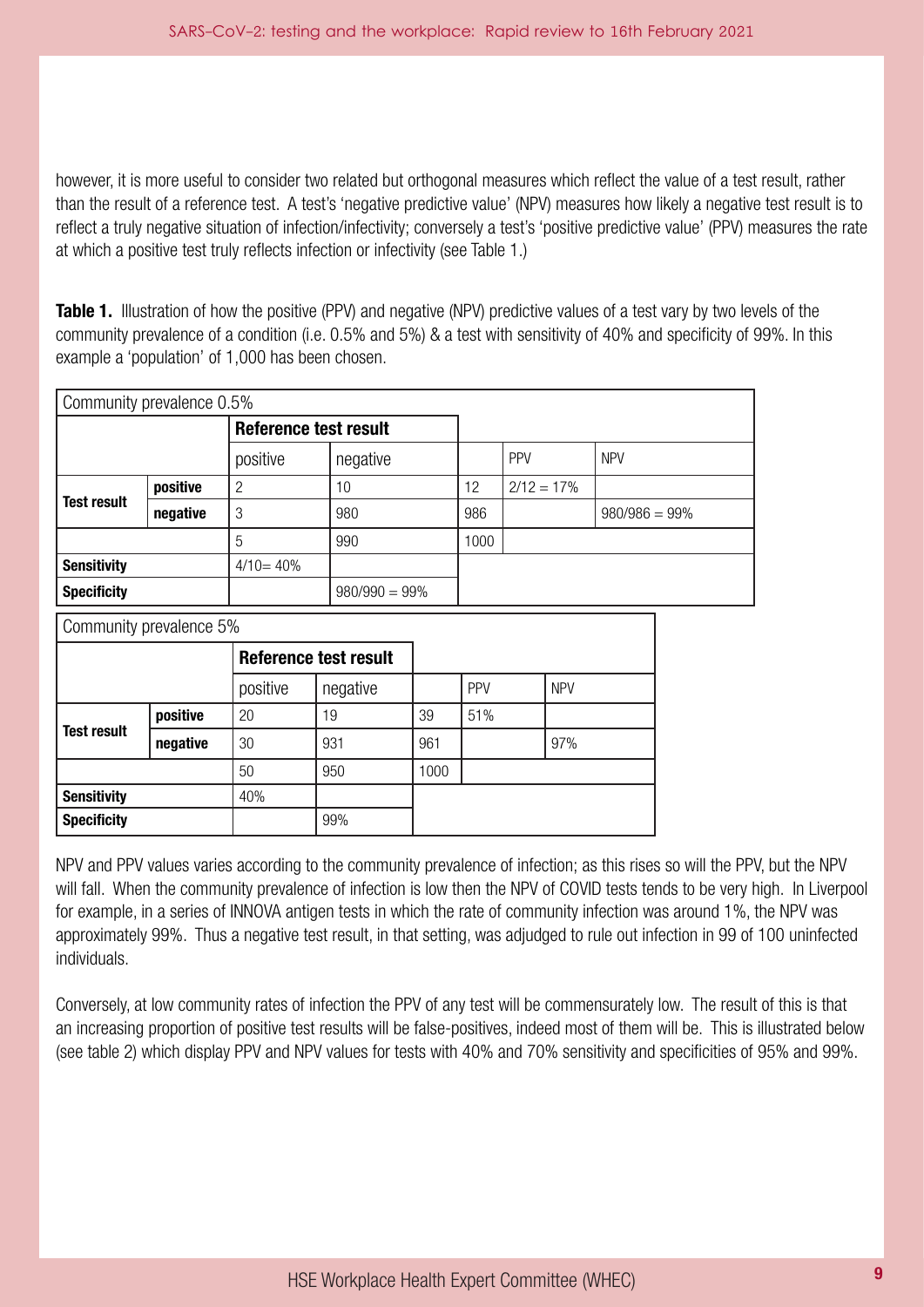however, it is more useful to consider two related but orthogonal measures which reflect the value of a test result, rather than the result of a reference test. A test's 'negative predictive value' (NPV) measures how likely a negative test result is to reflect a truly negative situation of infection/infectivity; conversely a test's 'positive predictive value' (PPV) measures the rate at which a positive test truly reflects infection or infectivity (see Table 1.)

**Table 1.** Illustration of how the positive (PPV) and negative (NPV) predictive values of a test vary by two levels of the community prevalence of a condition (i.e. 0.5% and 5%) & a test with sensitivity of 40% and specificity of 99%. In this example a 'population' of 1,000 has been chosen.

| Community prevalence 0.5% | | | | | | |
|---|---|---|---|---|---|---|
| | | **Reference test result** | | | | |
| | | positive | negative | | PPV | NPV |
| **Test result** | **positive** | 2 | 10 | 12 | 2/12 = 17% | |
| | **negative** | 3 | 980 | 986 | | 980/986 = 99% |
| | | 5 | 990 | 1000 | | |
| **Sensitivity** | | 4/10= 40% | | | | |
| **Specificity** | | | 980/990 = 99% | | | |

| Community prevalence 5% | | | | | | |
|---|---|---|---|---|---|---|
| | | **Reference test result** | | | | |
| | | positive | negative | | PPV | NPV |
| **Test result** | **positive** | 20 | 19 | 39 | 51% | |
| | **negative** | 30 | 931 | 961 | | 97% |
| | | 50 | 950 | 1000 | | |
| **Sensitivity** | | 40% | | | | |
| **Specificity** | | | 99% | | | |

NPV and PPV values varies according to the community prevalence of infection; as this rises so will the PPV, but the NPV will fall. When the community prevalence of infection is low then the NPV of COVID tests tends to be very high. In Liverpool for example, in a series of INNOVA antigen tests in which the rate of community infection was around 1%, the NPV was approximately 99%. Thus a negative test result, in that setting, was adjudged to rule out infection in 99 of 100 uninfected individuals.

Conversely, at low community rates of infection the PPV of any test will be commensurately low. The result of this is that an increasing proportion of positive test results will be false-positives, indeed most of them will be. This is illustrated below (see table 2) which display PPV and NPV values for tests with 40% and 70% sensitivity and specificities of 95% and 99%.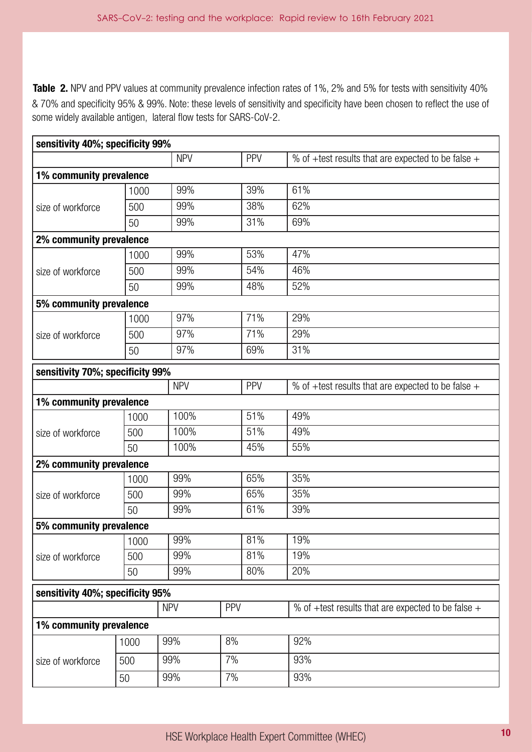**Table 2.** NPV and PPV values at community prevalence infection rates of 1%, 2% and 5% for tests with sensitivity 40% & 70% and specificity 95% & 99%. Note: these levels of sensitivity and specificity have been chosen to reflect the use of some widely available antigen, lateral flow tests for SARS-CoV-2.

| **sensitivity 40%; specificity 99%** | | | | |
|---|---|---|---|---|
| | | NPV | PPV | % of +test results that are expected to be false + |
| **1% community prevalence** | | | | |
| size of workforce | 1000 | 99% | 39% | 61% |
| | 500 | 99% | 38% | 62% |
| | 50 | 99% | 31% | 69% |
| **2% community prevalence** | | | | |
| size of workforce | 1000 | 99% | 53% | 47% |
| | 500 | 99% | 54% | 46% |
| | 50 | 99% | 48% | 52% |
| **5% community prevalence** | | | | |
| size of workforce | 1000 | 97% | 71% | 29% |
| | 500 | 97% | 71% | 29% |
| | 50 | 97% | 69% | 31% |

| **sensitivity 70%; specificity 99%** | | | | |
|---|---|---|---|---|
| | | NPV | PPV | % of +test results that are expected to be false + |
| **1% community prevalence** | | | | |
| size of workforce | 1000 | 100% | 51% | 49% |
| | 500 | 100% | 51% | 49% |
| | 50 | 100% | 45% | 55% |
| **2% community prevalence** | | | | |
| size of workforce | 1000 | 99% | 65% | 35% |
| | 500 | 99% | 65% | 35% |
| | 50 | 99% | 61% | 39% |
| **5% community prevalence** | | | | |
| size of workforce | 1000 | 99% | 81% | 19% |
| | 500 | 99% | 81% | 19% |
| | 50 | 99% | 80% | 20% |

| **sensitivity 40%; specificity 95%** | | | | |
|---|---|---|---|---|
| | | NPV | PPV | % of +test results that are expected to be false + |
| **1% community prevalence** | | | | |
| size of workforce | 1000 | 99% | 8% | 92% |
| | 500 | 99% | 7% | 93% |
| | 50 | 99% | 7% | 93% |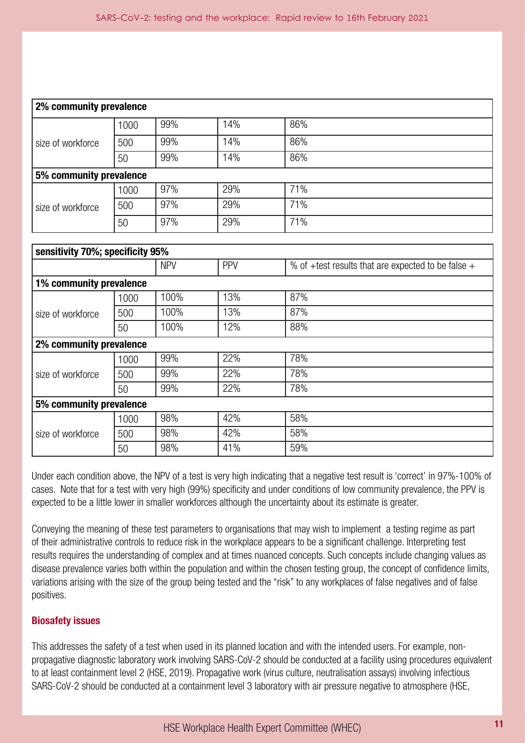| | | | | |
|---|---|---|---|---|
| **2% community prevalence** | | | | |
| size of workforce | 1000 | 99% | 14% | 86% |
| | 500 | 99% | 14% | 86% |
| | 50 | 99% | 14% | 86% |
| **5% community prevalence** | | | | |
| size of workforce | 1000 | 97% | 29% | 71% |
| | 500 | 97% | 29% | 71% |
| | 50 | 97% | 29% | 71% |

| **sensitivity 70%; specificity 95%** | | | | |
|---|---|---|---|---|
| | | NPV | PPV | % of +test results that are expected to be false + |
| **1% community prevalence** | | | | |
| size of workforce | 1000 | 100% | 13% | 87% |
| | 500 | 100% | 13% | 87% |
| | 50 | 100% | 12% | 88% |
| **2% community prevalence** | | | | |
| size of workforce | 1000 | 99% | 22% | 78% |
| | 500 | 99% | 22% | 78% |
| | 50 | 99% | 22% | 78% |
| **5% community prevalence** | | | | |
| size of workforce | 1000 | 98% | 42% | 58% |
| | 500 | 98% | 42% | 58% |
| | 50 | 98% | 41% | 59% |

Under each condition above, the NPV of a test is very high indicating that a negative test result is 'correct' in 97%-100% of cases. Note that for a test with very high (99%) specificity and under conditions of low community prevalence, the PPV is expected to be a little lower in smaller workforces although the uncertainty about its estimate is greater.

Conveying the meaning of these test parameters to organisations that may wish to implement a testing regime as part of their administrative controls to reduce risk in the workplace appears to be a significant challenge. Interpreting test results requires the understanding of complex and at times nuanced concepts. Such concepts include changing values as disease prevalence varies both within the population and within the chosen testing group, the concept of confidence limits, variations arising with the size of the group being tested and the "risk" to any workplaces of false negatives and of false positives.

### Biosafety issues

This addresses the safety of a test when used in its planned location and with the intended users. For example, non-propagative diagnostic laboratory work involving SARS-CoV-2 should be conducted at a facility using procedures equivalent to at least containment level 2 (HSE, 2019). Propagative work (virus culture, neutralisation assays) involving infectious SARS-CoV-2 should be conducted at a containment level 3 laboratory with air pressure negative to atmosphere (HSE,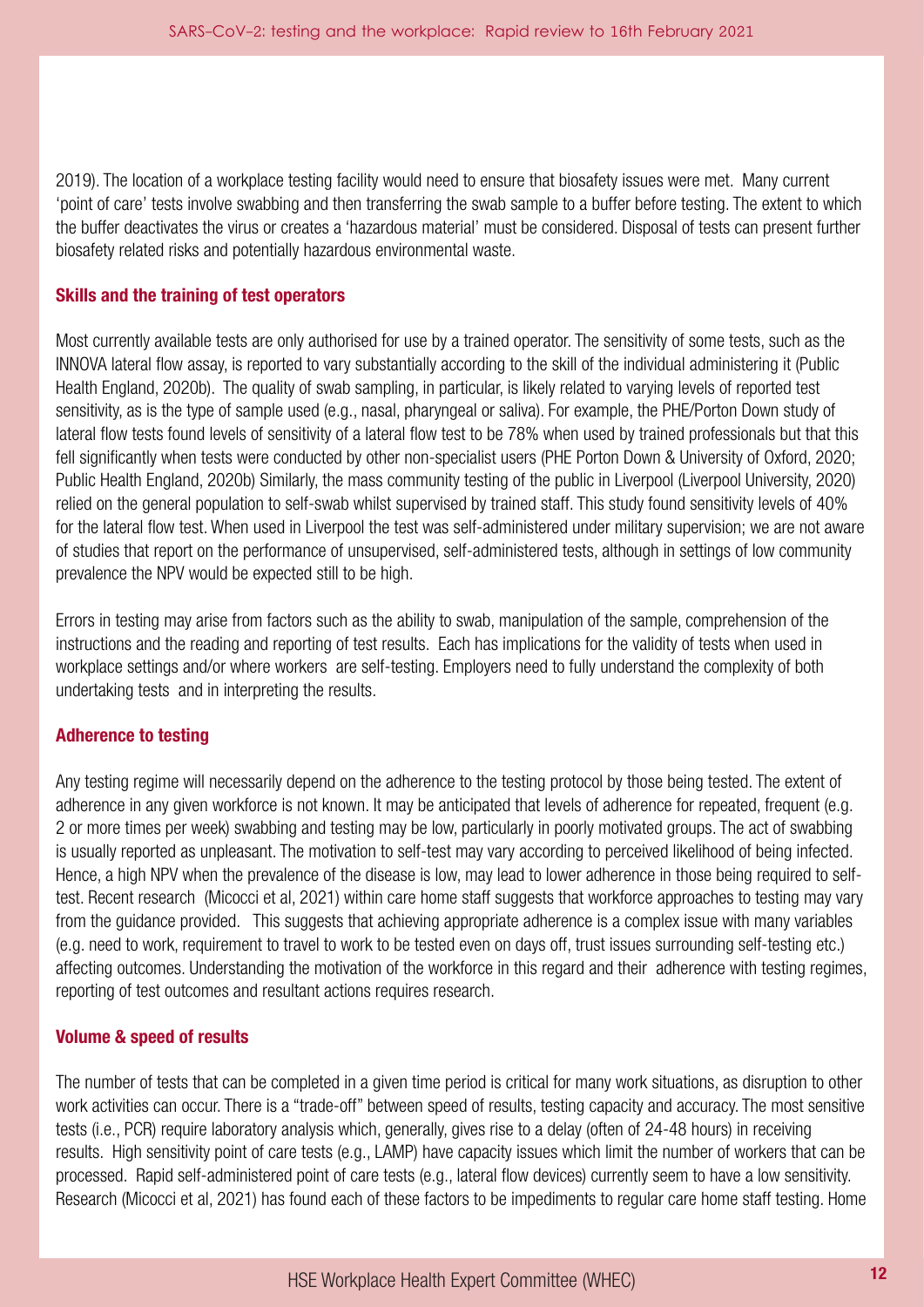2019). The location of a workplace testing facility would need to ensure that biosafety issues were met. Many current 'point of care' tests involve swabbing and then transferring the swab sample to a buffer before testing. The extent to which the buffer deactivates the virus or creates a 'hazardous material' must be considered. Disposal of tests can present further biosafety related risks and potentially hazardous environmental waste.

### Skills and the training of test operators

Most currently available tests are only authorised for use by a trained operator. The sensitivity of some tests, such as the INNOVA lateral flow assay, is reported to vary substantially according to the skill of the individual administering it (Public Health England, 2020b). The quality of swab sampling, in particular, is likely related to varying levels of reported test sensitivity, as is the type of sample used (e.g., nasal, pharyngeal or saliva). For example, the PHE/Porton Down study of lateral flow tests found levels of sensitivity of a lateral flow test to be 78% when used by trained professionals but that this fell significantly when tests were conducted by other non-specialist users (PHE Porton Down & University of Oxford, 2020; Public Health England, 2020b) Similarly, the mass community testing of the public in Liverpool (Liverpool University, 2020) relied on the general population to self-swab whilst supervised by trained staff. This study found sensitivity levels of 40% for the lateral flow test. When used in Liverpool the test was self-administered under military supervision; we are not aware of studies that report on the performance of unsupervised, self-administered tests, although in settings of low community prevalence the NPV would be expected still to be high.

Errors in testing may arise from factors such as the ability to swab, manipulation of the sample, comprehension of the instructions and the reading and reporting of test results. Each has implications for the validity of tests when used in workplace settings and/or where workers are self-testing. Employers need to fully understand the complexity of both undertaking tests and in interpreting the results.

### Adherence to testing

Any testing regime will necessarily depend on the adherence to the testing protocol by those being tested. The extent of adherence in any given workforce is not known. It may be anticipated that levels of adherence for repeated, frequent (e.g. 2 or more times per week) swabbing and testing may be low, particularly in poorly motivated groups. The act of swabbing is usually reported as unpleasant. The motivation to self-test may vary according to perceived likelihood of being infected. Hence, a high NPV when the prevalence of the disease is low, may lead to lower adherence in those being required to self-test. Recent research (Micocci et al, 2021) within care home staff suggests that workforce approaches to testing may vary from the guidance provided. This suggests that achieving appropriate adherence is a complex issue with many variables (e.g. need to work, requirement to travel to work to be tested even on days off, trust issues surrounding self-testing etc.) affecting outcomes. Understanding the motivation of the workforce in this regard and their adherence with testing regimes, reporting of test outcomes and resultant actions requires research.

### Volume & speed of results

The number of tests that can be completed in a given time period is critical for many work situations, as disruption to other work activities can occur. There is a "trade-off" between speed of results, testing capacity and accuracy. The most sensitive tests (i.e., PCR) require laboratory analysis which, generally, gives rise to a delay (often of 24-48 hours) in receiving results. High sensitivity point of care tests (e.g., LAMP) have capacity issues which limit the number of workers that can be processed. Rapid self-administered point of care tests (e.g., lateral flow devices) currently seem to have a low sensitivity. Research (Micocci et al, 2021) has found each of these factors to be impediments to regular care home staff testing. Home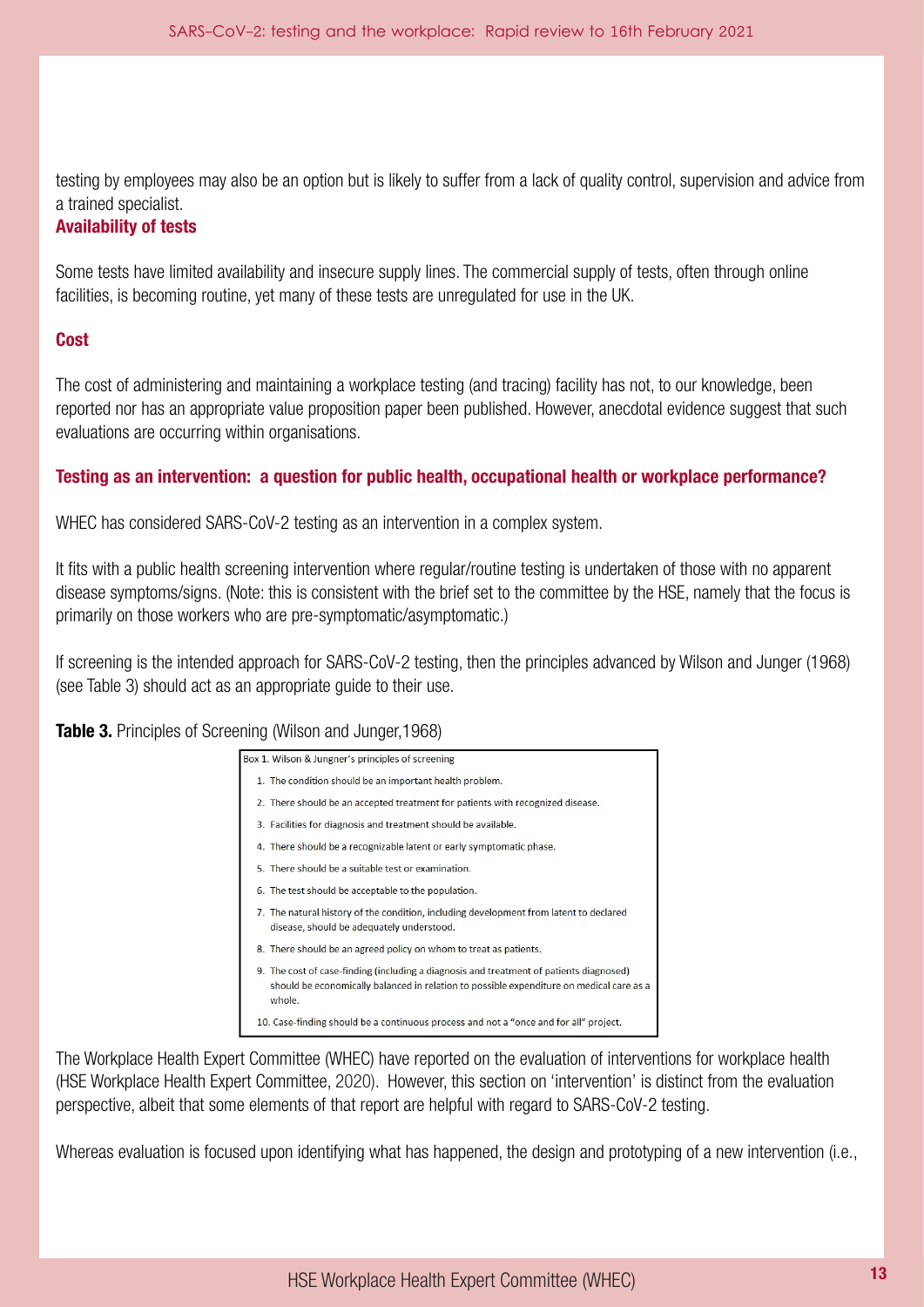testing by employees may also be an option but is likely to suffer from a lack of quality control, supervision and advice from a trained specialist.

### Availability of tests

Some tests have limited availability and insecure supply lines. The commercial supply of tests, often through online facilities, is becoming routine, yet many of these tests are unregulated for use in the UK.

### Cost

The cost of administering and maintaining a workplace testing (and tracing) facility has not, to our knowledge, been reported nor has an appropriate value proposition paper been published. However, anecdotal evidence suggest that such evaluations are occurring within organisations.

### Testing as an intervention: a question for public health, occupational health or workplace performance?

WHEC has considered SARS-CoV-2 testing as an intervention in a complex system.

It fits with a public health screening intervention where regular/routine testing is undertaken of those with no apparent disease symptoms/signs. (Note: this is consistent with the brief set to the committee by the HSE, namely that the focus is primarily on those workers who are pre-symptomatic/asymptomatic.)

If screening is the intended approach for SARS-CoV-2 testing, then the principles advanced by Wilson and Junger (1968) (see Table 3) should act as an appropriate guide to their use.

**Table 3.** Principles of Screening (Wilson and Junger,1968)

Box 1. Wilson & Jungner's principles of screening

1. The condition should be an important health problem.
2. There should be an accepted treatment for patients with recognized disease.
3. Facilities for diagnosis and treatment should be available.
4. There should be a recognizable latent or early symptomatic phase.
5. There should be a suitable test or examination.
6. The test should be acceptable to the population.
7. The natural history of the condition, including development from latent to declared disease, should be adequately understood.
8. There should be an agreed policy on whom to treat as patients.
9. The cost of case-finding (including a diagnosis and treatment of patients diagnosed) should be economically balanced in relation to possible expenditure on medical care as a whole.
10. Case-finding should be a continuous process and not a "once and for all" project.

The Workplace Health Expert Committee (WHEC) have reported on the evaluation of interventions for workplace health (HSE Workplace Health Expert Committee, 2020). However, this section on 'intervention' is distinct from the evaluation perspective, albeit that some elements of that report are helpful with regard to SARS-CoV-2 testing.

Whereas evaluation is focused upon identifying what has happened, the design and prototyping of a new intervention (i.e.,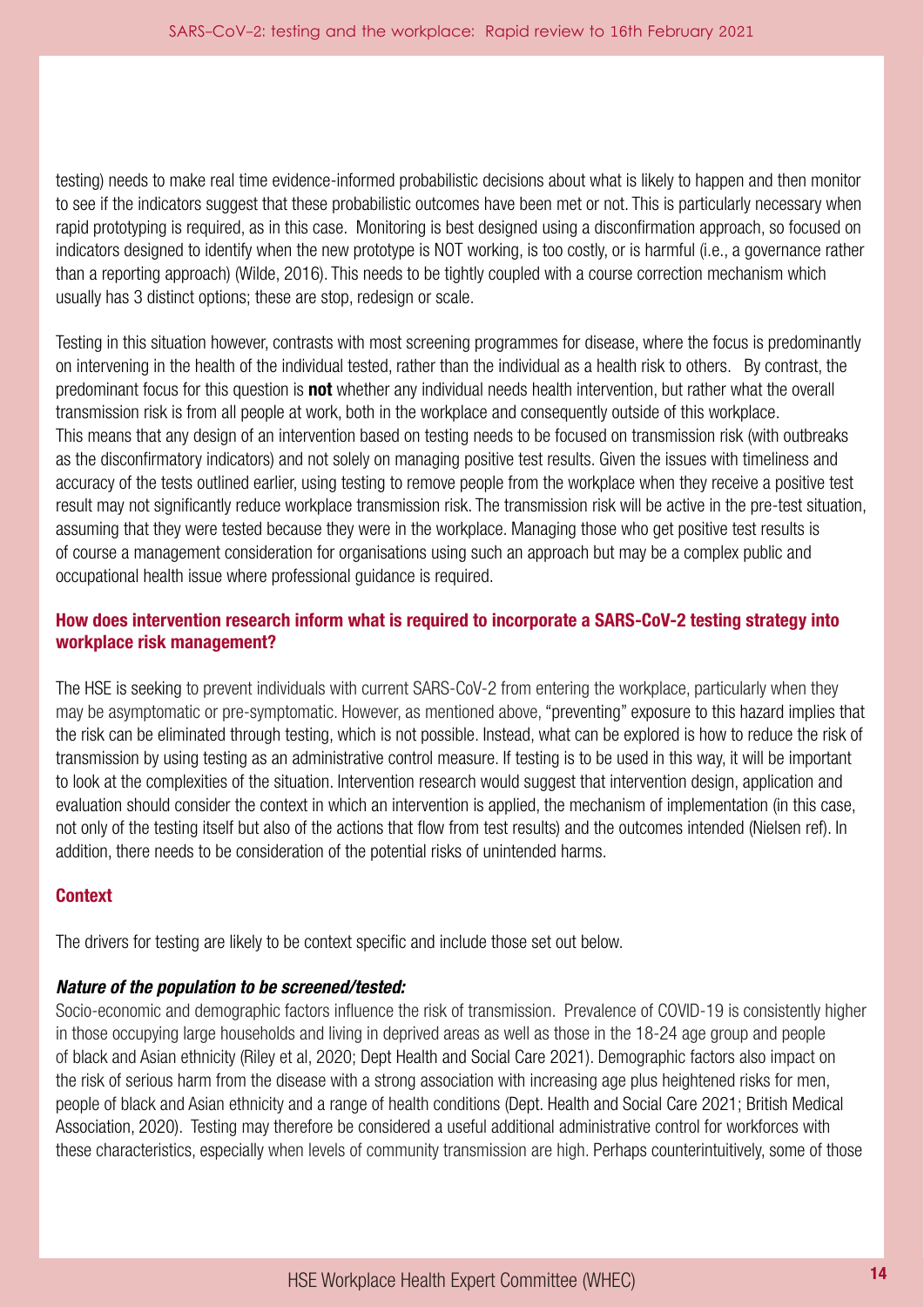testing) needs to make real time evidence-informed probabilistic decisions about what is likely to happen and then monitor to see if the indicators suggest that these probabilistic outcomes have been met or not. This is particularly necessary when rapid prototyping is required, as in this case. Monitoring is best designed using a disconfirmation approach, so focused on indicators designed to identify when the new prototype is NOT working, is too costly, or is harmful (i.e., a governance rather than a reporting approach) (Wilde, 2016). This needs to be tightly coupled with a course correction mechanism which usually has 3 distinct options; these are stop, redesign or scale.

Testing in this situation however, contrasts with most screening programmes for disease, where the focus is predominantly on intervening in the health of the individual tested, rather than the individual as a health risk to others. By contrast, the predominant focus for this question is **not** whether any individual needs health intervention, but rather what the overall transmission risk is from all people at work, both in the workplace and consequently outside of this workplace. This means that any design of an intervention based on testing needs to be focused on transmission risk (with outbreaks as the disconfirmatory indicators) and not solely on managing positive test results. Given the issues with timeliness and accuracy of the tests outlined earlier, using testing to remove people from the workplace when they receive a positive test result may not significantly reduce workplace transmission risk. The transmission risk will be active in the pre-test situation, assuming that they were tested because they were in the workplace. Managing those who get positive test results is of course a management consideration for organisations using such an approach but may be a complex public and occupational health issue where professional guidance is required.

### How does intervention research inform what is required to incorporate a SARS-CoV-2 testing strategy into workplace risk management?

The HSE is seeking to prevent individuals with current SARS-CoV-2 from entering the workplace, particularly when they may be asymptomatic or pre-symptomatic. However, as mentioned above, "preventing" exposure to this hazard implies that the risk can be eliminated through testing, which is not possible. Instead, what can be explored is how to reduce the risk of transmission by using testing as an administrative control measure. If testing is to be used in this way, it will be important to look at the complexities of the situation. Intervention research would suggest that intervention design, application and evaluation should consider the context in which an intervention is applied, the mechanism of implementation (in this case, not only of the testing itself but also of the actions that flow from test results) and the outcomes intended (Nielsen ref). In addition, there needs to be consideration of the potential risks of unintended harms.

#### Context

The drivers for testing are likely to be context specific and include those set out below.

***Nature of the population to be screened/tested:***

Socio-economic and demographic factors influence the risk of transmission. Prevalence of COVID-19 is consistently higher in those occupying large households and living in deprived areas as well as those in the 18-24 age group and people of black and Asian ethnicity (Riley et al, 2020; Dept Health and Social Care 2021). Demographic factors also impact on the risk of serious harm from the disease with a strong association with increasing age plus heightened risks for men, people of black and Asian ethnicity and a range of health conditions (Dept. Health and Social Care 2021; British Medical Association, 2020). Testing may therefore be considered a useful additional administrative control for workforces with these characteristics, especially when levels of community transmission are high. Perhaps counterintuitively, some of those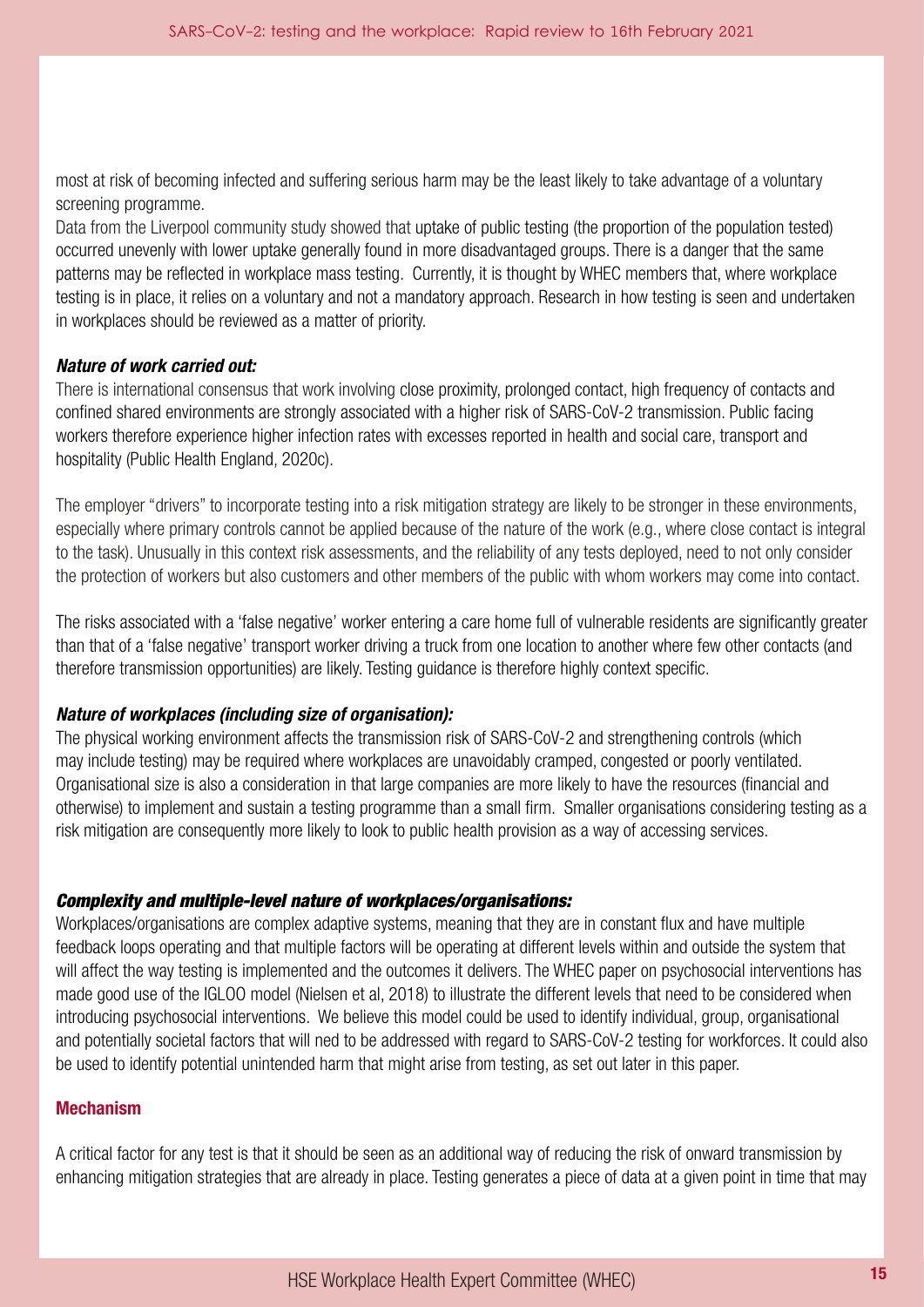most at risk of becoming infected and suffering serious harm may be the least likely to take advantage of a voluntary screening programme.

Data from the Liverpool community study showed that uptake of public testing (the proportion of the population tested) occurred unevenly with lower uptake generally found in more disadvantaged groups. There is a danger that the same patterns may be reflected in workplace mass testing. Currently, it is thought by WHEC members that, where workplace testing is in place, it relies on a voluntary and not a mandatory approach. Research in how testing is seen and undertaken in workplaces should be reviewed as a matter of priority.

***Nature of work carried out:***

There is international consensus that work involving close proximity, prolonged contact, high frequency of contacts and confined shared environments are strongly associated with a higher risk of SARS-CoV-2 transmission. Public facing workers therefore experience higher infection rates with excesses reported in health and social care, transport and hospitality (Public Health England, 2020c).

The employer "drivers" to incorporate testing into a risk mitigation strategy are likely to be stronger in these environments, especially where primary controls cannot be applied because of the nature of the work (e.g., where close contact is integral to the task). Unusually in this context risk assessments, and the reliability of any tests deployed, need to not only consider the protection of workers but also customers and other members of the public with whom workers may come into contact.

The risks associated with a 'false negative' worker entering a care home full of vulnerable residents are significantly greater than that of a 'false negative' transport worker driving a truck from one location to another where few other contacts (and therefore transmission opportunities) are likely. Testing guidance is therefore highly context specific.

***Nature of workplaces (including size of organisation):***

The physical working environment affects the transmission risk of SARS-CoV-2 and strengthening controls (which may include testing) may be required where workplaces are unavoidably cramped, congested or poorly ventilated. Organisational size is also a consideration in that large companies are more likely to have the resources (financial and otherwise) to implement and sustain a testing programme than a small firm. Smaller organisations considering testing as a risk mitigation are consequently more likely to look to public health provision as a way of accessing services.

***Complexity and multiple-level nature of workplaces/organisations:***

Workplaces/organisations are complex adaptive systems, meaning that they are in constant flux and have multiple feedback loops operating and that multiple factors will be operating at different levels within and outside the system that will affect the way testing is implemented and the outcomes it delivers. The WHEC paper on psychosocial interventions has made good use of the IGLOO model (Nielsen et al, 2018) to illustrate the different levels that need to be considered when introducing psychosocial interventions. We believe this model could be used to identify individual, group, organisational and potentially societal factors that will ned to be addressed with regard to SARS-CoV-2 testing for workforces. It could also be used to identify potential unintended harm that might arise from testing, as set out later in this paper.

## Mechanism

A critical factor for any test is that it should be seen as an additional way of reducing the risk of onward transmission by enhancing mitigation strategies that are already in place. Testing generates a piece of data at a given point in time that may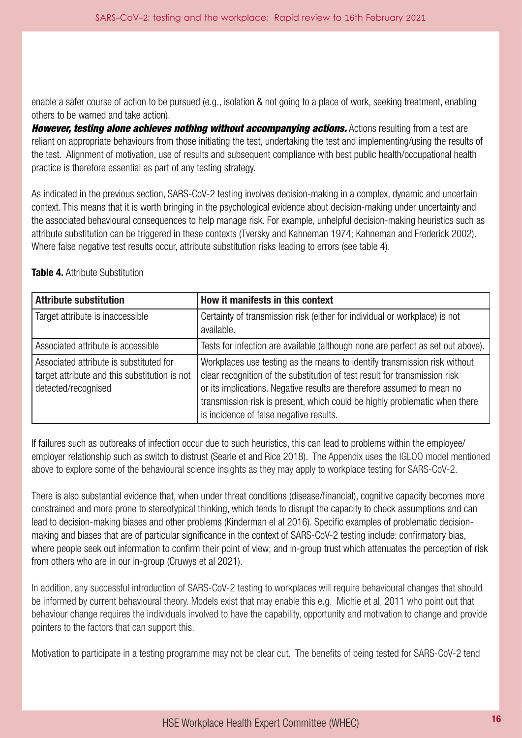enable a safer course of action to be pursued (e.g., isolation & not going to a place of work, seeking treatment, enabling others to be warned and take action).

***However, testing alone achieves nothing without accompanying actions.*** Actions resulting from a test are reliant on appropriate behaviours from those initiating the test, undertaking the test and implementing/using the results of the test. Alignment of motivation, use of results and subsequent compliance with best public health/occupational health practice is therefore essential as part of any testing strategy.

As indicated in the previous section, SARS-CoV-2 testing involves decision-making in a complex, dynamic and uncertain context. This means that it is worth bringing in the psychological evidence about decision-making under uncertainty and the associated behavioural consequences to help manage risk. For example, unhelpful decision-making heuristics such as attribute substitution can be triggered in these contexts (Tversky and Kahneman 1974; Kahneman and Frederick 2002). Where false negative test results occur, attribute substitution risks leading to errors (see table 4).

**Table 4.** Attribute Substitution

| Attribute substitution | How it manifests in this context |
|---|---|
| Target attribute is inaccessible | Certainty of transmission risk (either for individual or workplace) is not available. |
| Associated attribute is accessible | Tests for infection are available (although none are perfect as set out above). |
| Associated attribute is substituted for target attribute and this substitution is not detected/recognised | Workplaces use testing as the means to identify transmission risk without clear recognition of the substitution of test result for transmission risk or its implications. Negative results are therefore assumed to mean no transmission risk is present, which could be highly problematic when there is incidence of false negative results. |

If failures such as outbreaks of infection occur due to such heuristics, this can lead to problems within the employee/employer relationship such as switch to distrust (Searle et and Rice 2018). The Appendix uses the IGLOO model mentioned above to explore some of the behavioural science insights as they may apply to workplace testing for SARS-CoV-2.

There is also substantial evidence that, when under threat conditions (disease/financial), cognitive capacity becomes more constrained and more prone to stereotypical thinking, which tends to disrupt the capacity to check assumptions and can lead to decision-making biases and other problems (Kinderman el al 2016). Specific examples of problematic decision-making and biases that are of particular significance in the context of SARS-CoV-2 testing include: confirmatory bias, where people seek out information to confirm their point of view; and in-group trust which attenuates the perception of risk from others who are in our in-group (Cruwys et al 2021).

In addition, any successful introduction of SARS-CoV-2 testing to workplaces will require behavioural changes that should be informed by current behavioural theory. Models exist that may enable this e.g. Michie et al, 2011 who point out that behaviour change requires the individuals involved to have the capability, opportunity and motivation to change and provide pointers to the factors that can support this.

Motivation to participate in a testing programme may not be clear cut. The benefits of being tested for SARS-CoV-2 tend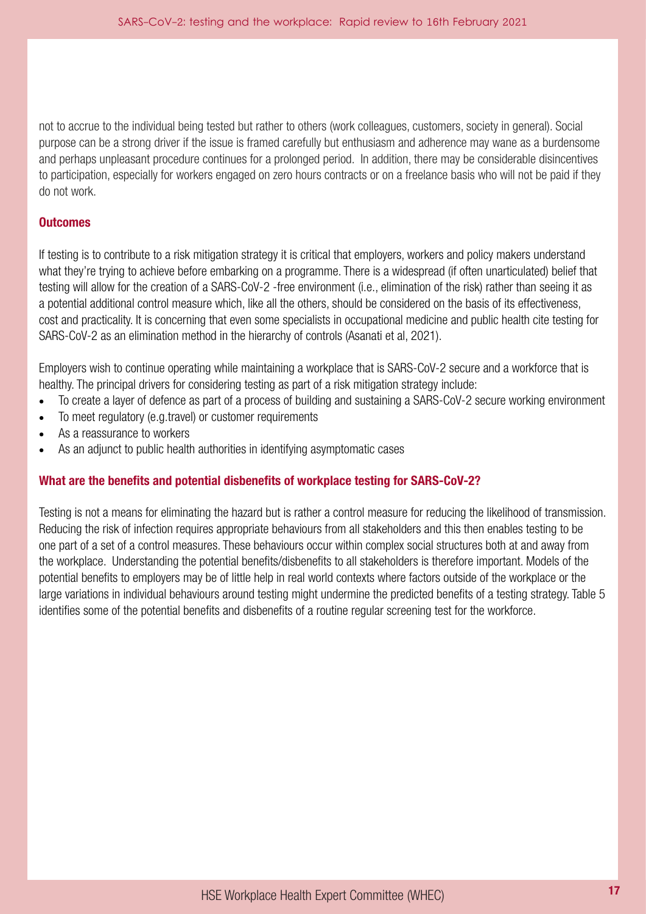not to accrue to the individual being tested but rather to others (work colleagues, customers, society in general). Social purpose can be a strong driver if the issue is framed carefully but enthusiasm and adherence may wane as a burdensome and perhaps unpleasant procedure continues for a prolonged period. In addition, there may be considerable disincentives to participation, especially for workers engaged on zero hours contracts or on a freelance basis who will not be paid if they do not work.

### Outcomes

If testing is to contribute to a risk mitigation strategy it is critical that employers, workers and policy makers understand what they're trying to achieve before embarking on a programme. There is a widespread (if often unarticulated) belief that testing will allow for the creation of a SARS-CoV-2 -free environment (i.e., elimination of the risk) rather than seeing it as a potential additional control measure which, like all the others, should be considered on the basis of its effectiveness, cost and practicality. It is concerning that even some specialists in occupational medicine and public health cite testing for SARS-CoV-2 as an elimination method in the hierarchy of controls (Asanati et al, 2021).

Employers wish to continue operating while maintaining a workplace that is SARS-CoV-2 secure and a workforce that is healthy. The principal drivers for considering testing as part of a risk mitigation strategy include:

- To create a layer of defence as part of a process of building and sustaining a SARS-CoV-2 secure working environment
- To meet regulatory (e.g.travel) or customer requirements
- As a reassurance to workers
- As an adjunct to public health authorities in identifying asymptomatic cases

### What are the benefits and potential disbenefits of workplace testing for SARS-CoV-2?

Testing is not a means for eliminating the hazard but is rather a control measure for reducing the likelihood of transmission. Reducing the risk of infection requires appropriate behaviours from all stakeholders and this then enables testing to be one part of a set of a control measures. These behaviours occur within complex social structures both at and away from the workplace. Understanding the potential benefits/disbenefits to all stakeholders is therefore important. Models of the potential benefits to employers may be of little help in real world contexts where factors outside of the workplace or the large variations in individual behaviours around testing might undermine the predicted benefits of a testing strategy. Table 5 identifies some of the potential benefits and disbenefits of a routine regular screening test for the workforce.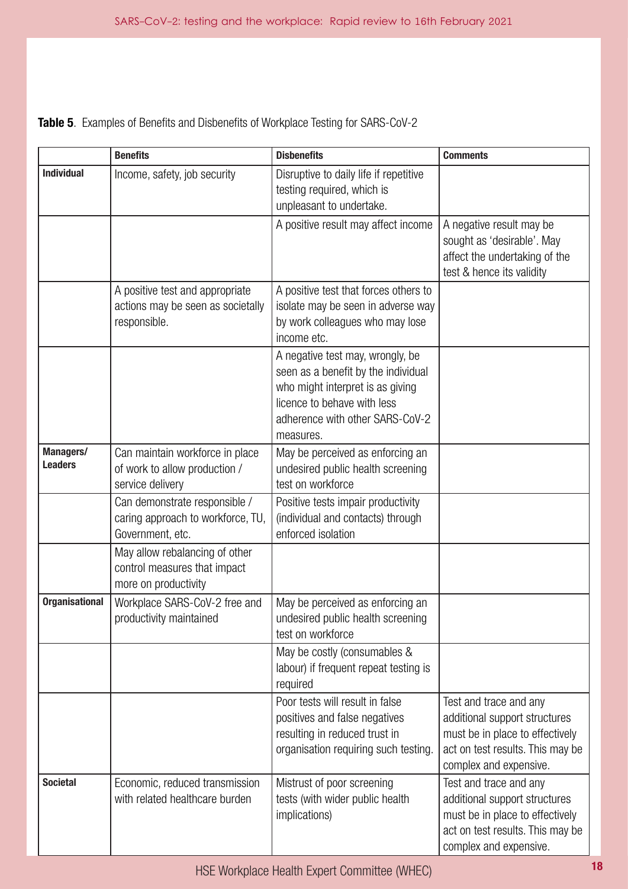**Table 5**. Examples of Benefits and Disbenefits of Workplace Testing for SARS-CoV-2

| | Benefits | Disbenefits | Comments |
|---|---|---|---|
| **Individual** | Income, safety, job security | Disruptive to daily life if repetitive testing required, which is unpleasant to undertake. | |
| | | A positive result may affect income | A negative result may be sought as 'desirable'. May affect the undertaking of the test & hence its validity |
| | A positive test and appropriate actions may be seen as societally responsible. | A positive test that forces others to isolate may be seen in adverse way by work colleagues who may lose income etc. | |
| | | A negative test may, wrongly, be seen as a benefit by the individual who might interpret is as giving licence to behave with less adherence with other SARS-CoV-2 measures. | |
| **Managers/ Leaders** | Can maintain workforce in place of work to allow production / service delivery | May be perceived as enforcing an undesired public health screening test on workforce | |
| | Can demonstrate responsible / caring approach to workforce, TU, Government, etc. | Positive tests impair productivity (individual and contacts) through enforced isolation | |
| | May allow rebalancing of other control measures that impact more on productivity | | |
| **Organisational** | Workplace SARS-CoV-2 free and productivity maintained | May be perceived as enforcing an undesired public health screening test on workforce | |
| | | May be costly (consumables & labour) if frequent repeat testing is required | |
| | | Poor tests will result in false positives and false negatives resulting in reduced trust in organisation requiring such testing. | Test and trace and any additional support structures must be in place to effectively act on test results. This may be complex and expensive. |
| **Societal** | Economic, reduced transmission with related healthcare burden | Mistrust of poor screening tests (with wider public health implications) | Test and trace and any additional support structures must be in place to effectively act on test results. This may be complex and expensive. |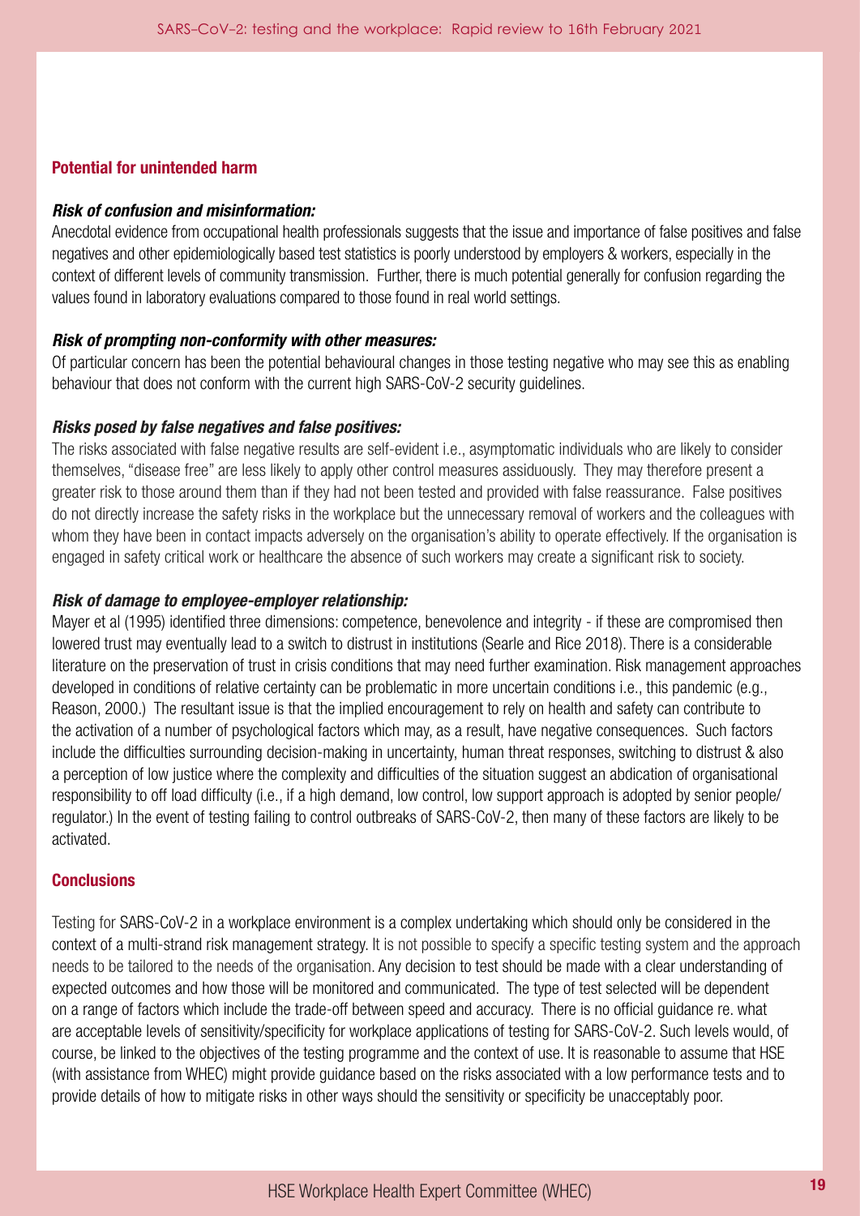## Potential for unintended harm

### *Risk of confusion and misinformation:*

Anecdotal evidence from occupational health professionals suggests that the issue and importance of false positives and false negatives and other epidemiologically based test statistics is poorly understood by employers & workers, especially in the context of different levels of community transmission. Further, there is much potential generally for confusion regarding the values found in laboratory evaluations compared to those found in real world settings.

### *Risk of prompting non-conformity with other measures:*

Of particular concern has been the potential behavioural changes in those testing negative who may see this as enabling behaviour that does not conform with the current high SARS-CoV-2 security guidelines.

### *Risks posed by false negatives and false positives:*

The risks associated with false negative results are self-evident i.e., asymptomatic individuals who are likely to consider themselves, "disease free" are less likely to apply other control measures assiduously. They may therefore present a greater risk to those around them than if they had not been tested and provided with false reassurance. False positives do not directly increase the safety risks in the workplace but the unnecessary removal of workers and the colleagues with whom they have been in contact impacts adversely on the organisation's ability to operate effectively. If the organisation is engaged in safety critical work or healthcare the absence of such workers may create a significant risk to society.

### *Risk of damage to employee-employer relationship:*

Mayer et al (1995) identified three dimensions: competence, benevolence and integrity - if these are compromised then lowered trust may eventually lead to a switch to distrust in institutions (Searle and Rice 2018). There is a considerable literature on the preservation of trust in crisis conditions that may need further examination. Risk management approaches developed in conditions of relative certainty can be problematic in more uncertain conditions i.e., this pandemic (e.g., Reason, 2000.) The resultant issue is that the implied encouragement to rely on health and safety can contribute to the activation of a number of psychological factors which may, as a result, have negative consequences. Such factors include the difficulties surrounding decision-making in uncertainty, human threat responses, switching to distrust & also a perception of low justice where the complexity and difficulties of the situation suggest an abdication of organisational responsibility to off load difficulty (i.e., if a high demand, low control, low support approach is adopted by senior people/ regulator.) In the event of testing failing to control outbreaks of SARS-CoV-2, then many of these factors are likely to be activated.

## Conclusions

Testing for SARS-CoV-2 in a workplace environment is a complex undertaking which should only be considered in the context of a multi-strand risk management strategy. It is not possible to specify a specific testing system and the approach needs to be tailored to the needs of the organisation. Any decision to test should be made with a clear understanding of expected outcomes and how those will be monitored and communicated. The type of test selected will be dependent on a range of factors which include the trade-off between speed and accuracy. There is no official guidance re. what are acceptable levels of sensitivity/specificity for workplace applications of testing for SARS-CoV-2. Such levels would, of course, be linked to the objectives of the testing programme and the context of use. It is reasonable to assume that HSE (with assistance from WHEC) might provide guidance based on the risks associated with a low performance tests and to provide details of how to mitigate risks in other ways should the sensitivity or specificity be unacceptably poor.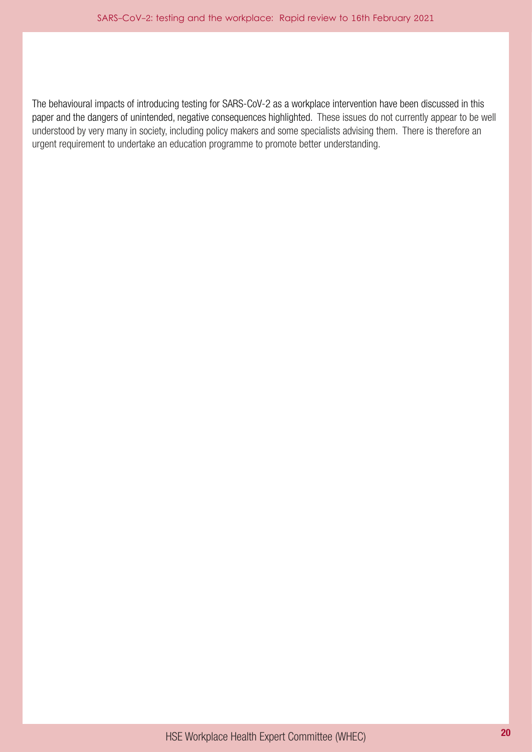The behavioural impacts of introducing testing for SARS-CoV-2 as a workplace intervention have been discussed in this paper and the dangers of unintended, negative consequences highlighted. These issues do not currently appear to be well understood by very many in society, including policy makers and some specialists advising them. There is therefore an urgent requirement to undertake an education programme to promote better understanding.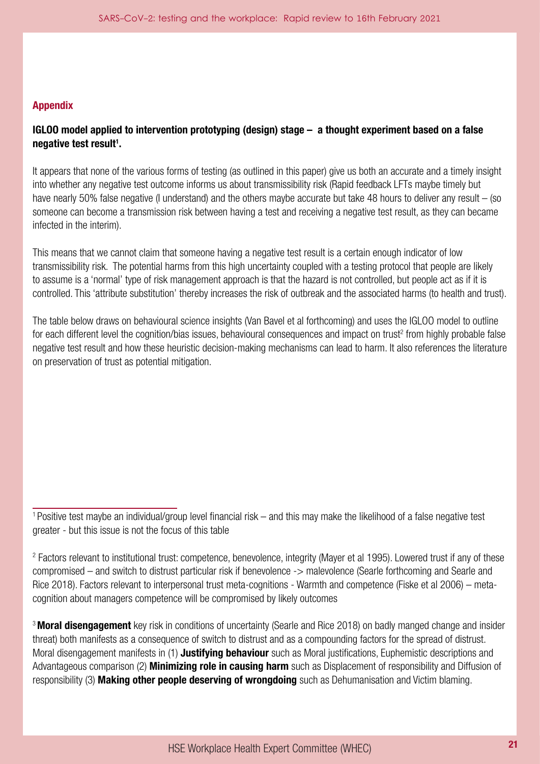## Appendix

### IGLOO model applied to intervention prototyping (design) stage – a thought experiment based on a false negative test result[1].

It appears that none of the various forms of testing (as outlined in this paper) give us both an accurate and a timely insight into whether any negative test outcome informs us about transmissibility risk (Rapid feedback LFTs maybe timely but have nearly 50% false negative (I understand) and the others maybe accurate but take 48 hours to deliver any result – (so someone can become a transmission risk between having a test and receiving a negative test result, as they can became infected in the interim).

This means that we cannot claim that someone having a negative test result is a certain enough indicator of low transmissibility risk. The potential harms from this high uncertainty coupled with a testing protocol that people are likely to assume is a 'normal' type of risk management approach is that the hazard is not controlled, but people act as if it is controlled. This 'attribute substitution' thereby increases the risk of outbreak and the associated harms (to health and trust).

The table below draws on behavioural science insights (Van Bavel et al forthcoming) and uses the IGLOO model to outline for each different level the cognition/bias issues, behavioural consequences and impact on trust[2] from highly probable false negative test result and how these heuristic decision-making mechanisms can lead to harm. It also references the literature on preservation of trust as potential mitigation.

---

[1] Positive test maybe an individual/group level financial risk – and this may make the likelihood of a false negative test greater - but this issue is not the focus of this table

[2] Factors relevant to institutional trust: competence, benevolence, integrity (Mayer et al 1995). Lowered trust if any of these compromised – and switch to distrust particular risk if benevolence -> malevolence (Searle forthcoming and Searle and Rice 2018). Factors relevant to interpersonal trust meta-cognitions - Warmth and competence (Fiske et al 2006) – meta-cognition about managers competence will be compromised by likely outcomes

[3] **Moral disengagement** key risk in conditions of uncertainty (Searle and Rice 2018) on badly manged change and insider threat) both manifests as a consequence of switch to distrust and as a compounding factors for the spread of distrust. Moral disengagement manifests in (1) **Justifying behaviour** such as Moral justifications, Euphemistic descriptions and Advantageous comparison (2) **Minimizing role in causing harm** such as Displacement of responsibility and Diffusion of responsibility (3) **Making other people deserving of wrongdoing** such as Dehumanisation and Victim blaming.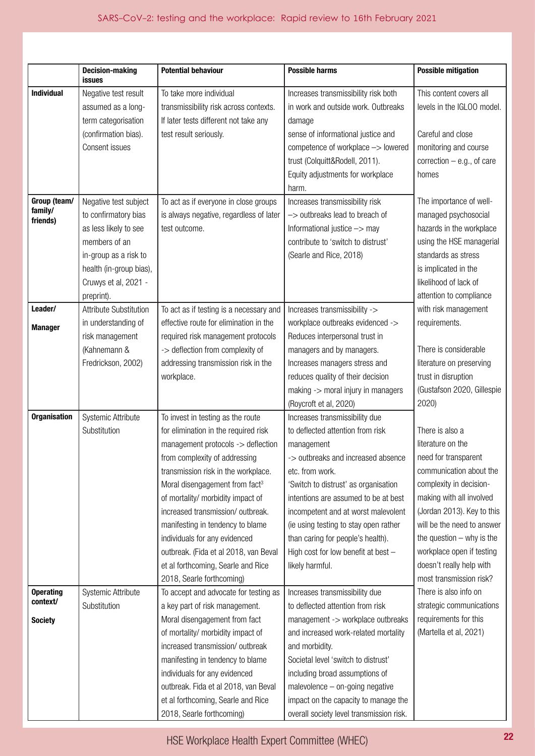| | Decision-making issues | Potential behaviour | Possible harms | Possible mitigation |
|---|---|---|---|---|
| **Individual** | Negative test result assumed as a long-term categorisation (confirmation bias). Consent issues | To take more individual transmissibility risk across contexts. If later tests different not take any test result seriously. | Increases transmissibility risk both in work and outside work. Outbreaks damage sense of informational justice and competence of workplace –> lowered trust (Colquitt&Rodell, 2011). Equity adjustments for workplace harm. | This content covers all levels in the IGLOO model. Careful and close monitoring and course correction – e.g., of care homes The importance of well-managed psychosocial hazards in the workplace using the HSE managerial standards as stress is implicated in the likelihood of lack of attention to compliance with risk management requirements. There is considerable literature on preserving trust in disruption (Gustafson 2020, Gillespie 2020) There is also a literature on the need for transparent communication about the complexity in decision-making with all involved (Jordan 2013). Key to this will be the need to answer the question – why is the workplace open if testing doesn't really help with most transmission risk? There is also info on strategic communications requirements for this (Martella et al, 2021) |
| **Group (team/ family/ friends)** | Negative test subject to confirmatory bias as less likely to see members of an in-group as a risk to health (in-group bias), Cruwys et al, 2021 - preprint). | To act as if everyone in close groups is always negative, regardless of later test outcome. | Increases transmissibility risk –> outbreaks lead to breach of Informational justice –> may contribute to 'switch to distrust' (Searle and Rice, 2018) | |
| **Leader/ Manager** | Attribute Substitution in understanding of risk management (Kahnemann & Fredrickson, 2002) | To act as if testing is a necessary and effective route for elimination in the required risk management protocols -> deflection from complexity of addressing transmission risk in the workplace. | Increases transmissibility -> workplace outbreaks evidenced -> Reduces interpersonal trust in managers and by managers. Increases managers stress and reduces quality of their decision making -> moral injury in managers (Roycroft et al, 2020) | |
| **Organisation** | Systemic Attribute Substitution | To invest in testing as the route for elimination in the required risk management protocols -> deflection from complexity of addressing transmission risk in the workplace. Moral disengagement from fact[3] of mortality/ morbidity impact of increased transmission/ outbreak. manifesting in tendency to blame individuals for any evidenced outbreak. (Fida et al 2018, van Beval et al forthcoming, Searle and Rice 2018, Searle forthcoming) | Increases transmissibility due to deflected attention from risk management -> outbreaks and increased absence etc. from work. 'Switch to distrust' as organisation intentions are assumed to be at best incompetent and at worst malevolent (ie using testing to stay open rather than caring for people's health). High cost for low benefit at best – likely harmful. | |
| **Operating context/ Society** | Systemic Attribute Substitution | To accept and advocate for testing as a key part of risk management. Moral disengagement from fact of mortality/ morbidity impact of increased transmission/ outbreak manifesting in tendency to blame individuals for any evidenced outbreak. Fida et al 2018, van Beval et al forthcoming, Searle and Rice 2018, Searle forthcoming) | Increases transmissibility due to deflected attention from risk management -> workplace outbreaks and increased work-related mortality and morbidity. Societal level 'switch to distrust' including broad assumptions of malevolence – on-going negative impact on the capacity to manage the overall society level transmission risk. | |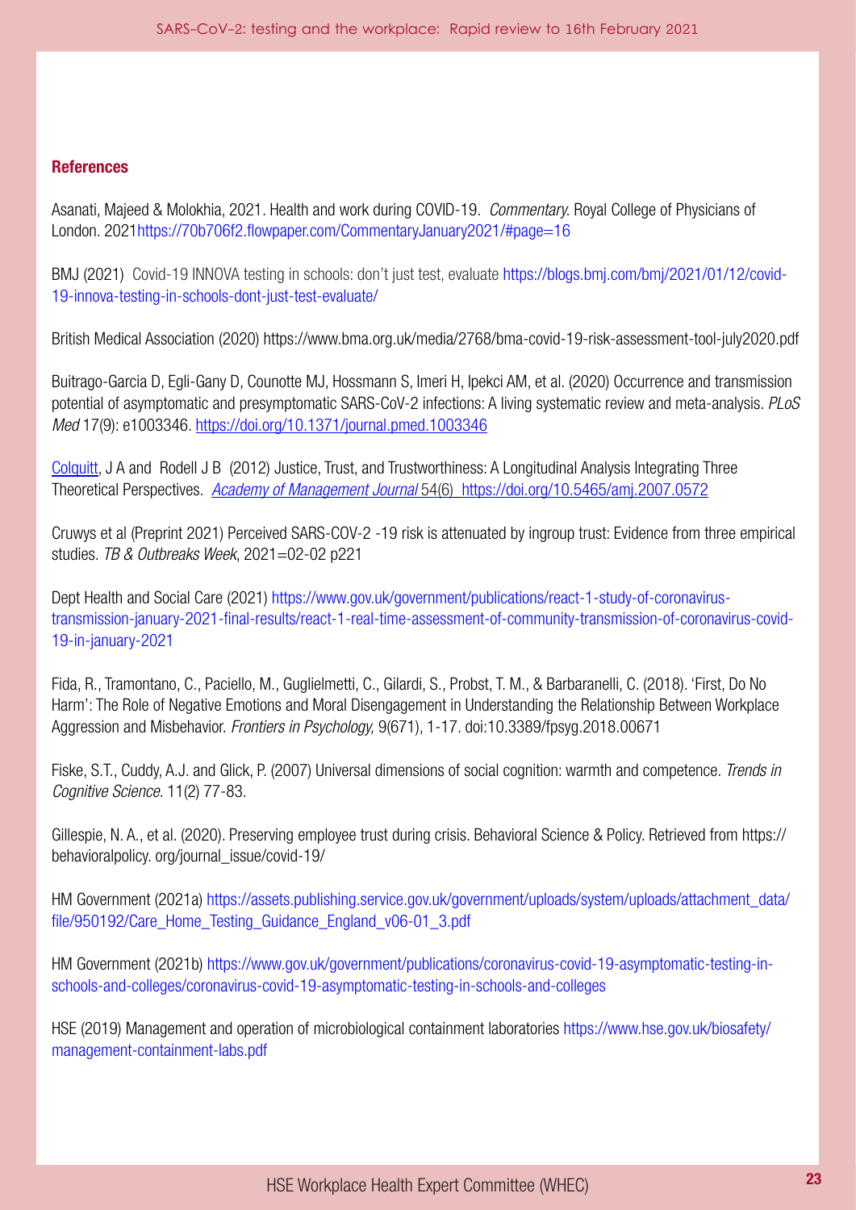## References

Asanati, Majeed & Molokhia, 2021. Health and work during COVID-19. *Commentary.* Royal College of Physicians of London. 2021https://70b706f2.flowpaper.com/CommentaryJanuary2021/#page=16

BMJ (2021) Covid-19 INNOVA testing in schools: don't just test, evaluate https://blogs.bmj.com/bmj/2021/01/12/covid-19-innova-testing-in-schools-dont-just-test-evaluate/

British Medical Association (2020) https://www.bma.org.uk/media/2768/bma-covid-19-risk-assessment-tool-july2020.pdf

Buitrago-Garcia D, Egli-Gany D, Counotte MJ, Hossmann S, Imeri H, Ipekci AM, et al. (2020) Occurrence and transmission potential of asymptomatic and presymptomatic SARS-CoV-2 infections: A living systematic review and meta-analysis. *PLoS Med* 17(9): e1003346. https://doi.org/10.1371/journal.pmed.1003346

Colquitt, J A and Rodell J B (2012) Justice, Trust, and Trustworthiness: A Longitudinal Analysis Integrating Three Theoretical Perspectives. *Academy of Management Journal* 54(6) https://doi.org/10.5465/amj.2007.0572

Cruwys et al (Preprint 2021) Perceived SARS-COV-2 -19 risk is attenuated by ingroup trust: Evidence from three empirical studies. *TB & Outbreaks Week*, 2021=02-02 p221

Dept Health and Social Care (2021) https://www.gov.uk/government/publications/react-1-study-of-coronavirus-transmission-january-2021-final-results/react-1-real-time-assessment-of-community-transmission-of-coronavirus-covid-19-in-january-2021

Fida, R., Tramontano, C., Paciello, M., Guglielmetti, C., Gilardi, S., Probst, T. M., & Barbaranelli, C. (2018). 'First, Do No Harm': The Role of Negative Emotions and Moral Disengagement in Understanding the Relationship Between Workplace Aggression and Misbehavior. *Frontiers in Psychology,* 9(671), 1-17. doi:10.3389/fpsyg.2018.00671

Fiske, S.T., Cuddy, A.J. and Glick, P. (2007) Universal dimensions of social cognition: warmth and competence. *Trends in Cognitive Science.* 11(2) 77-83.

Gillespie, N. A., et al. (2020). Preserving employee trust during crisis. Behavioral Science & Policy. Retrieved from https:// behavioralpolicy. org/journal_issue/covid-19/

HM Government (2021a) https://assets.publishing.service.gov.uk/government/uploads/system/uploads/attachment_data/file/950192/Care_Home_Testing_Guidance_England_v06-01_3.pdf

HM Government (2021b) https://www.gov.uk/government/publications/coronavirus-covid-19-asymptomatic-testing-in-schools-and-colleges/coronavirus-covid-19-asymptomatic-testing-in-schools-and-colleges

HSE (2019) Management and operation of microbiological containment laboratories https://www.hse.gov.uk/biosafety/management-containment-labs.pdf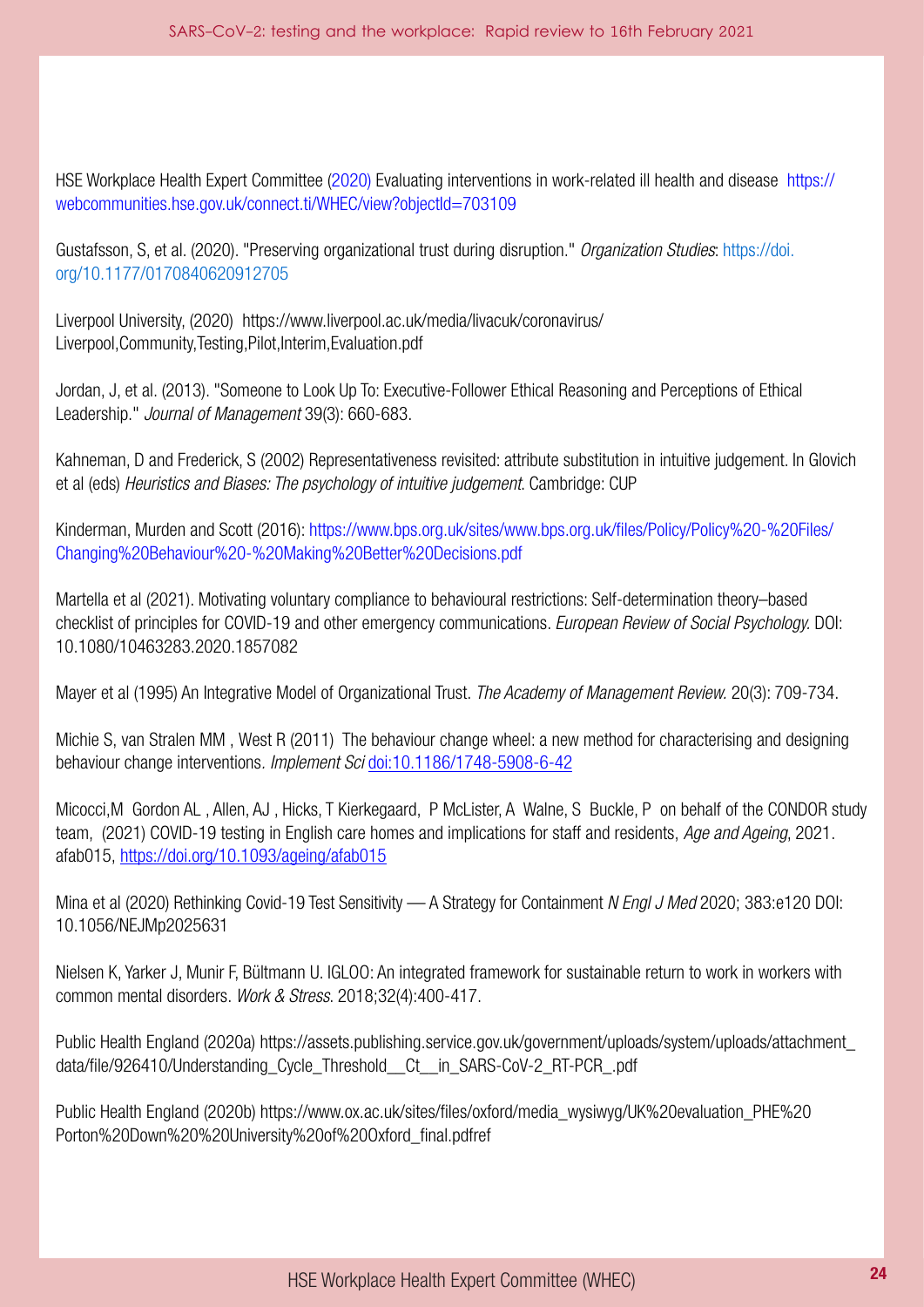HSE Workplace Health Expert Committee (2020) Evaluating interventions in work-related ill health and disease https://webcommunities.hse.gov.uk/connect.ti/WHEC/view?objectId=703109

Gustafsson, S, et al. (2020). "Preserving organizational trust during disruption." *Organization Studies*: https://doi.org/10.1177/0170840620912705

Liverpool University, (2020) https://www.liverpool.ac.uk/media/livacuk/coronavirus/Liverpool,Community,Testing,Pilot,Interim,Evaluation.pdf

Jordan, J, et al. (2013). "Someone to Look Up To: Executive-Follower Ethical Reasoning and Perceptions of Ethical Leadership." *Journal of Management* 39(3): 660-683.

Kahneman, D and Frederick, S (2002) Representativeness revisited: attribute substitution in intuitive judgement. In Glovich et al (eds) *Heuristics and Biases: The psychology of intuitive judgement*. Cambridge: CUP

Kinderman, Murden and Scott (2016): https://www.bps.org.uk/sites/www.bps.org.uk/files/Policy/Policy%20-%20Files/Changing%20Behaviour%20-%20Making%20Better%20Decisions.pdf

Martella et al (2021). Motivating voluntary compliance to behavioural restrictions: Self-determination theory–based checklist of principles for COVID-19 and other emergency communications. *European Review of Social Psychology.* DOI: 10.1080/10463283.2020.1857082

Mayer et al (1995) An Integrative Model of Organizational Trust. *The Academy of Management Review.* 20(3): 709-734.

Michie S, van Stralen MM , West R (2011) The behaviour change wheel: a new method for characterising and designing behaviour change interventions. *Implement Sci* doi:10.1186/1748-5908-6-42

Micocci,M Gordon AL , Allen, AJ , Hicks, T Kierkegaard, P McLister, A Walne, S Buckle, P on behalf of the CONDOR study team, (2021) COVID-19 testing in English care homes and implications for staff and residents, *Age and Ageing*, 2021. afab015, https://doi.org/10.1093/ageing/afab015

Mina et al (2020) Rethinking Covid-19 Test Sensitivity — A Strategy for Containment *N Engl J Med* 2020; 383:e120 DOI: 10.1056/NEJMp2025631

Nielsen K, Yarker J, Munir F, Bültmann U. IGLOO: An integrated framework for sustainable return to work in workers with common mental disorders. *Work & Stress*. 2018;32(4):400-417.

Public Health England (2020a) https://assets.publishing.service.gov.uk/government/uploads/system/uploads/attachment_data/file/926410/Understanding_Cycle_Threshold__Ct__in_SARS-CoV-2_RT-PCR_.pdf

Public Health England (2020b) https://www.ox.ac.uk/sites/files/oxford/media_wysiwyg/UK%20evaluation_PHE%20Porton%20Down%20%20University%20of%20Oxford_final.pdfref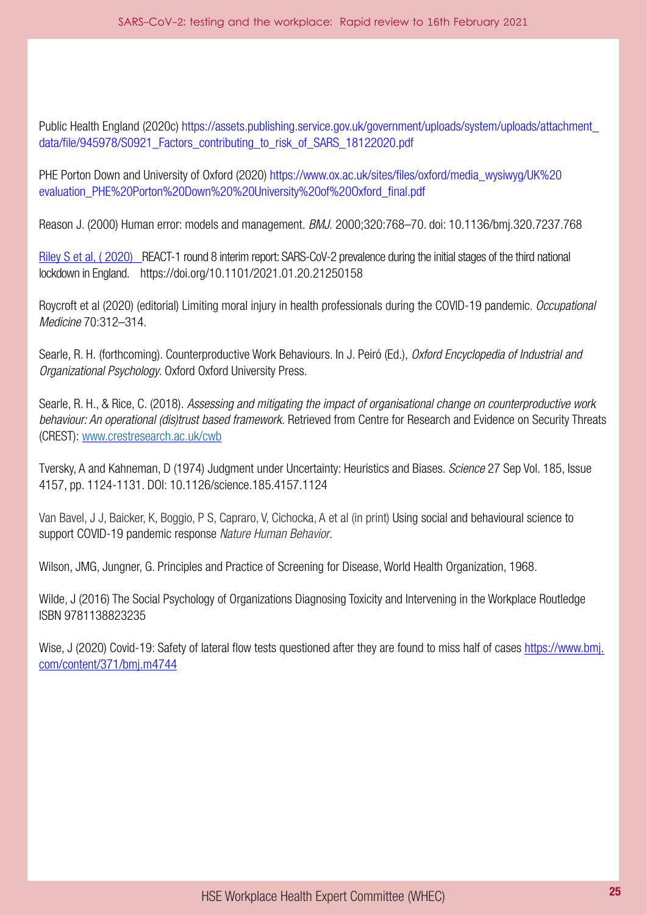Public Health England (2020c) https://assets.publishing.service.gov.uk/government/uploads/system/uploads/attachment_data/file/945978/S0921_Factors_contributing_to_risk_of_SARS_18122020.pdf

PHE Porton Down and University of Oxford (2020) https://www.ox.ac.uk/sites/files/oxford/media_wysiwyg/UK%20evaluation_PHE%20Porton%20Down%20%20University%20of%20Oxford_final.pdf

Reason J. (2000) Human error: models and management. *BMJ*. 2000;320:768–70. doi: 10.1136/bmj.320.7237.768

Riley S et al, ( 2020) REACT-1 round 8 interim report: SARS-CoV-2 prevalence during the initial stages of the third national lockdown in England. https://doi.org/10.1101/2021.01.20.21250158

Roycroft et al (2020) (editorial) Limiting moral injury in health professionals during the COVID-19 pandemic. *Occupational Medicine* 70:312–314.

Searle, R. H. (forthcoming). Counterproductive Work Behaviours. In J. Peiró (Ed.), *Oxford Encyclopedia of Industrial and Organizational Psychology*. Oxford Oxford University Press.

Searle, R. H., & Rice, C. (2018). *Assessing and mitigating the impact of organisational change on counterproductive work behaviour: An operational (dis)trust based framework.* Retrieved from Centre for Research and Evidence on Security Threats (CREST): www.crestresearch.ac.uk/cwb

Tversky, A and Kahneman, D (1974) Judgment under Uncertainty: Heuristics and Biases. *Science* 27 Sep Vol. 185, Issue 4157, pp. 1124-1131. DOI: 10.1126/science.185.4157.1124

Van Bavel, J J, Baicker, K, Boggio, P S, Capraro, V, Cichocka, A et al (in print) Using social and behavioural science to support COVID-19 pandemic response *Nature Human Behavior*.

Wilson, JMG, Jungner, G. Principles and Practice of Screening for Disease, World Health Organization, 1968.

Wilde, J (2016) The Social Psychology of Organizations Diagnosing Toxicity and Intervening in the Workplace Routledge ISBN 9781138823235

Wise, J (2020) Covid-19: Safety of lateral flow tests questioned after they are found to miss half of cases https://www.bmj.com/content/371/bmj.m4744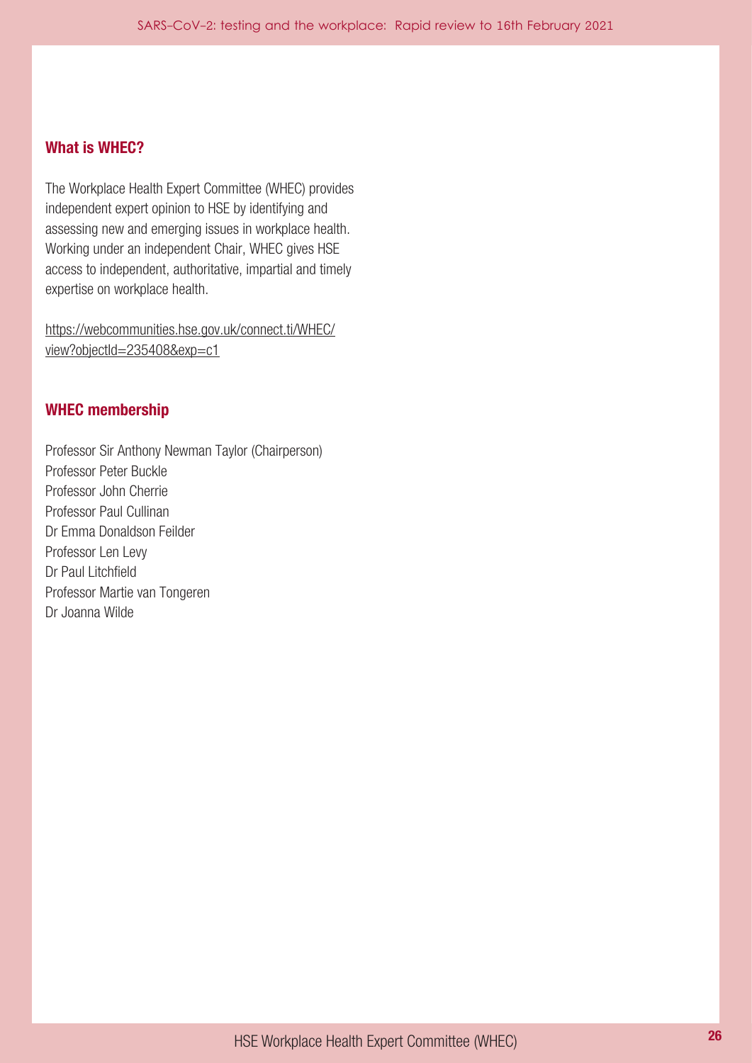## What is WHEC?

The Workplace Health Expert Committee (WHEC) provides independent expert opinion to HSE by identifying and assessing new and emerging issues in workplace health. Working under an independent Chair, WHEC gives HSE access to independent, authoritative, impartial and timely expertise on workplace health.

https://webcommunities.hse.gov.uk/connect.ti/WHEC/view?objectId=235408&exp=c1

## WHEC membership

Professor Sir Anthony Newman Taylor (Chairperson)  
Professor Peter Buckle  
Professor John Cherrie  
Professor Paul Cullinan  
Dr Emma Donaldson Feilder  
Professor Len Levy  
Dr Paul Litchfield  
Professor Martie van Tongeren  
Dr Joanna Wilde